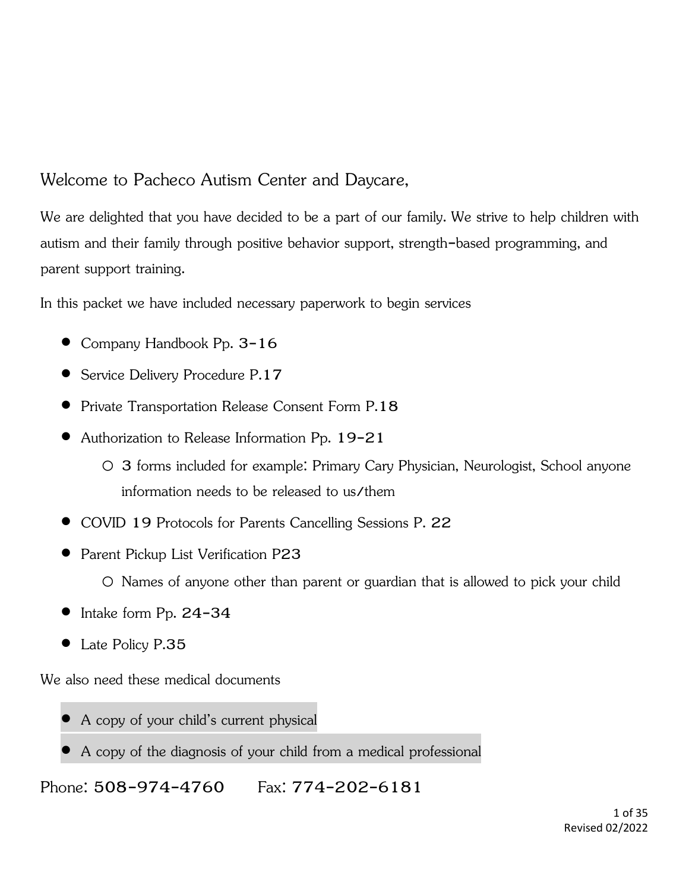Welcome to Pacheco Autism Center and Daycare,

We are delighted that you have decided to be a part of our family. We strive to help children with autism and their family through positive behavior support, strength-based programming, and parent support training.

In this packet we have included necessary paperwork to begin services

- Company Handbook Pp. 3-16
- Service Delivery Procedure P.17
- Private Transportation Release Consent Form P.18
- Authorization to Release Information Pp. 19-21
  - 3 forms included for example: Primary Cary Physician, Neurologist, School anyone information needs to be released to us/them
- COVID 19 Protocols for Parents Cancelling Sessions P. 22
- Parent Pickup List Verification P23
  - Names of anyone other than parent or guardian that is allowed to pick your child
- Intake form Pp. 24-34
- Late Policy P.35

We also need these medical documents

- A copy of your child's current physical
- A copy of the diagnosis of your child from a medical professional

Phone: 508-974-4760 Fax: 774-202-6181

Revised 02/2022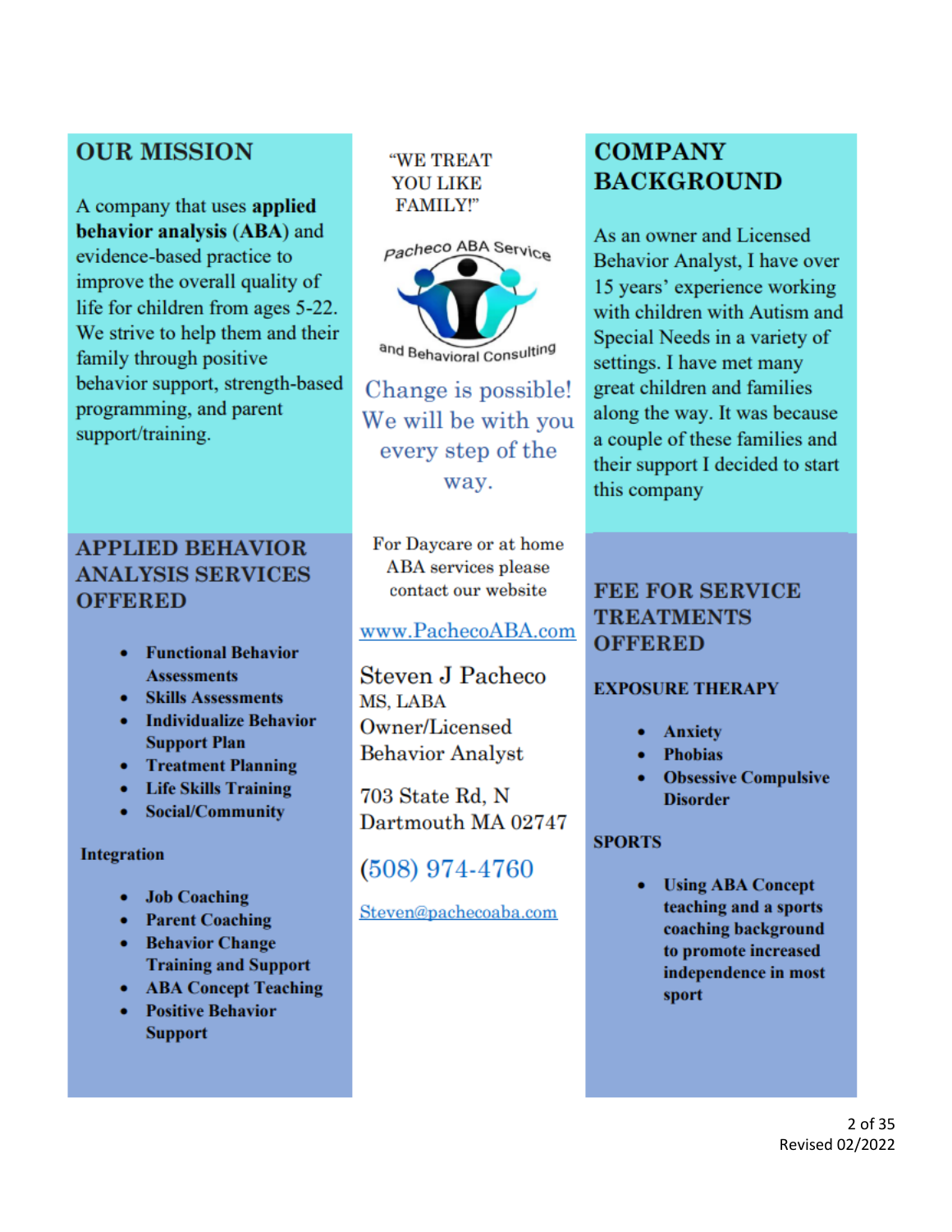## OUR MISSION

A company that uses **applied behavior analysis (ABA)** and evidence-based practice to improve the overall quality of life for children from ages 5-22. We strive to help them and their family through positive behavior support, strength-based programming, and parent support/training.

"WE TREAT YOU LIKE FAMILY!"

Pacheco ABA Service and Behavioral Consulting

Change is possible! We will be with you every step of the way.

## COMPANY BACKGROUND

As an owner and Licensed Behavior Analyst, I have over 15 years' experience working with children with Autism and Special Needs in a variety of settings. I have met many great children and families along the way. It was because a couple of these families and their support I decided to start this company

## APPLIED BEHAVIOR ANALYSIS SERVICES OFFERED

- **Functional Behavior Assessments**
- **Skills Assessments**
- **Individualize Behavior Support Plan**
- **Treatment Planning**
- **Life Skills Training**
- **Social/Community**

**Integration**

- **Job Coaching**
- **Parent Coaching**
- **Behavior Change Training and Support**
- **ABA Concept Teaching**
- **Positive Behavior Support**

For Daycare or at home ABA services please contact our website

www.PachecoABA.com

Steven J Pacheco
MS, LABA
Owner/Licensed Behavior Analyst

703 State Rd, N
Dartmouth MA 02747

(508) 974-4760

Steven@pachecoaba.com

## FEE FOR SERVICE TREATMENTS OFFERED

### EXPOSURE THERAPY

- **Anxiety**
- **Phobias**
- **Obsessive Compulsive Disorder**

### SPORTS

- **Using ABA Concept teaching and a sports coaching background to promote increased independence in most sport**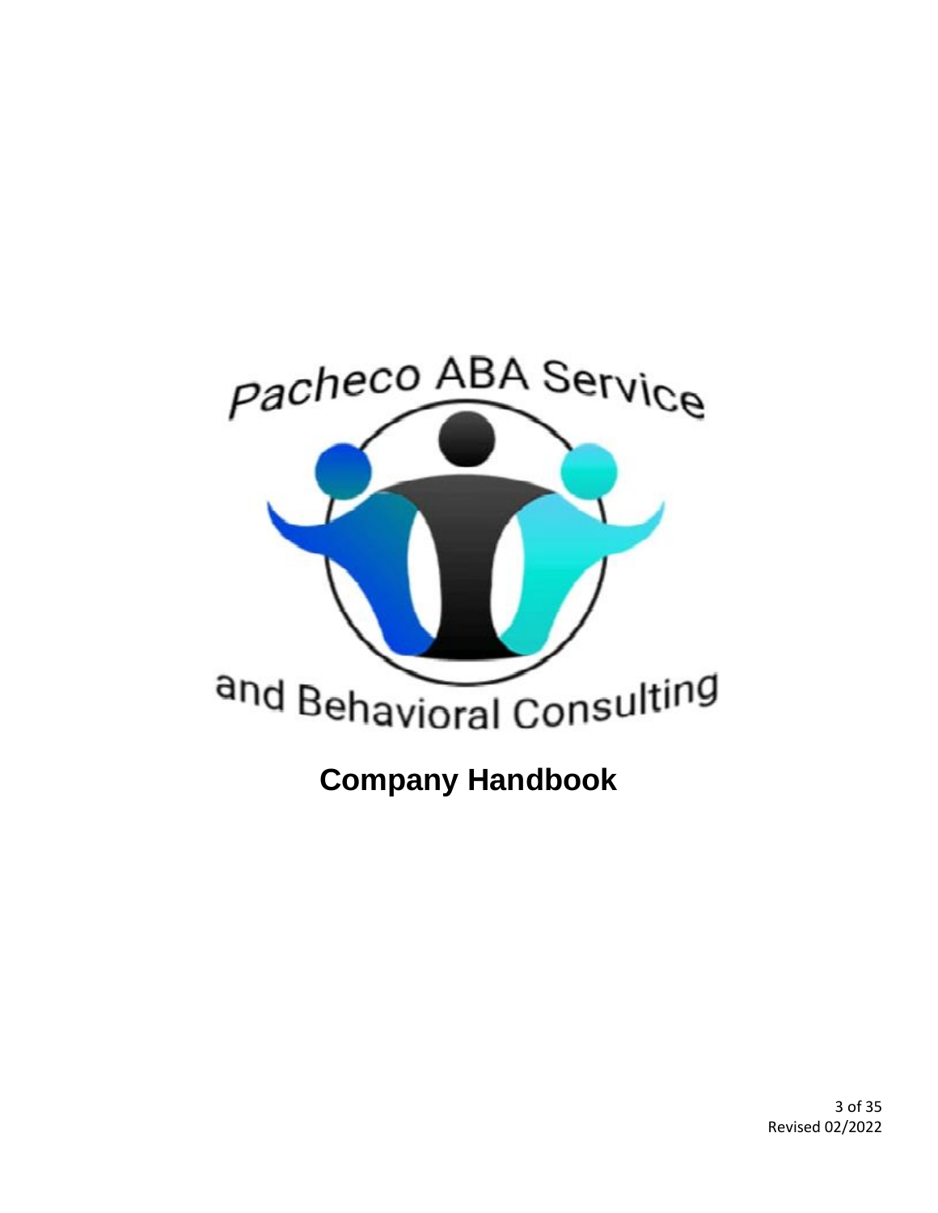Pacheco ABA Service

and Behavioral Consulting

# Company Handbook

Revised 02/2022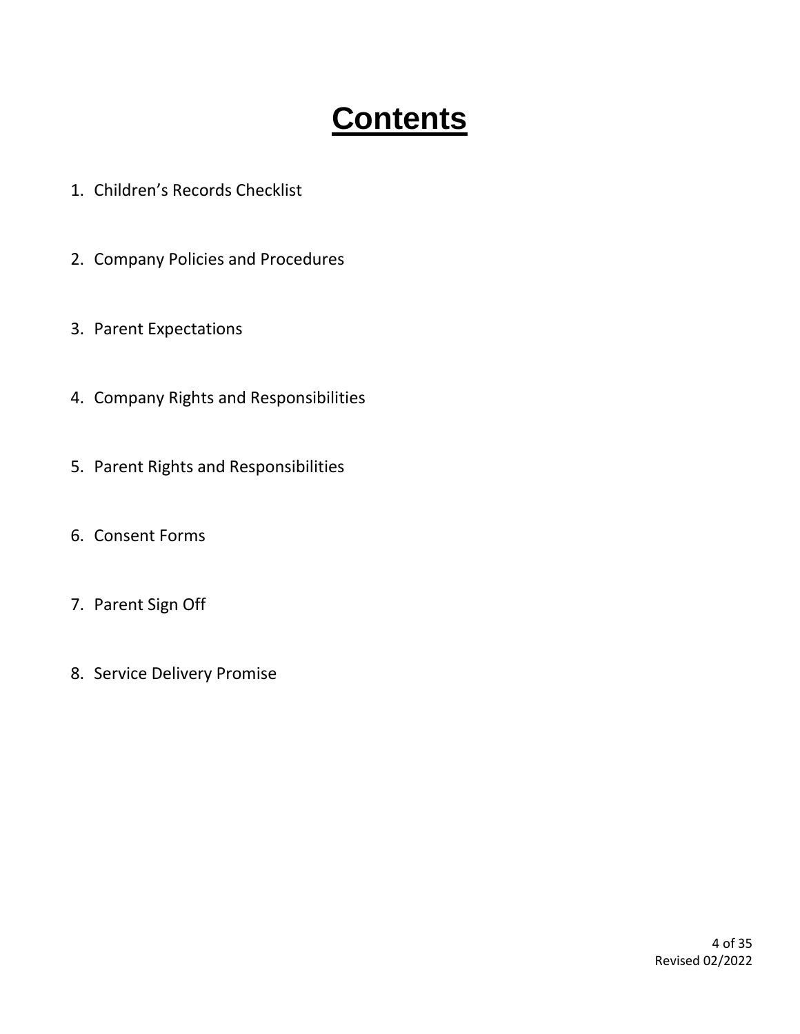# Contents

1. Children's Records Checklist
2. Company Policies and Procedures
3. Parent Expectations
4. Company Rights and Responsibilities
5. Parent Rights and Responsibilities
6. Consent Forms
7. Parent Sign Off
8. Service Delivery Promise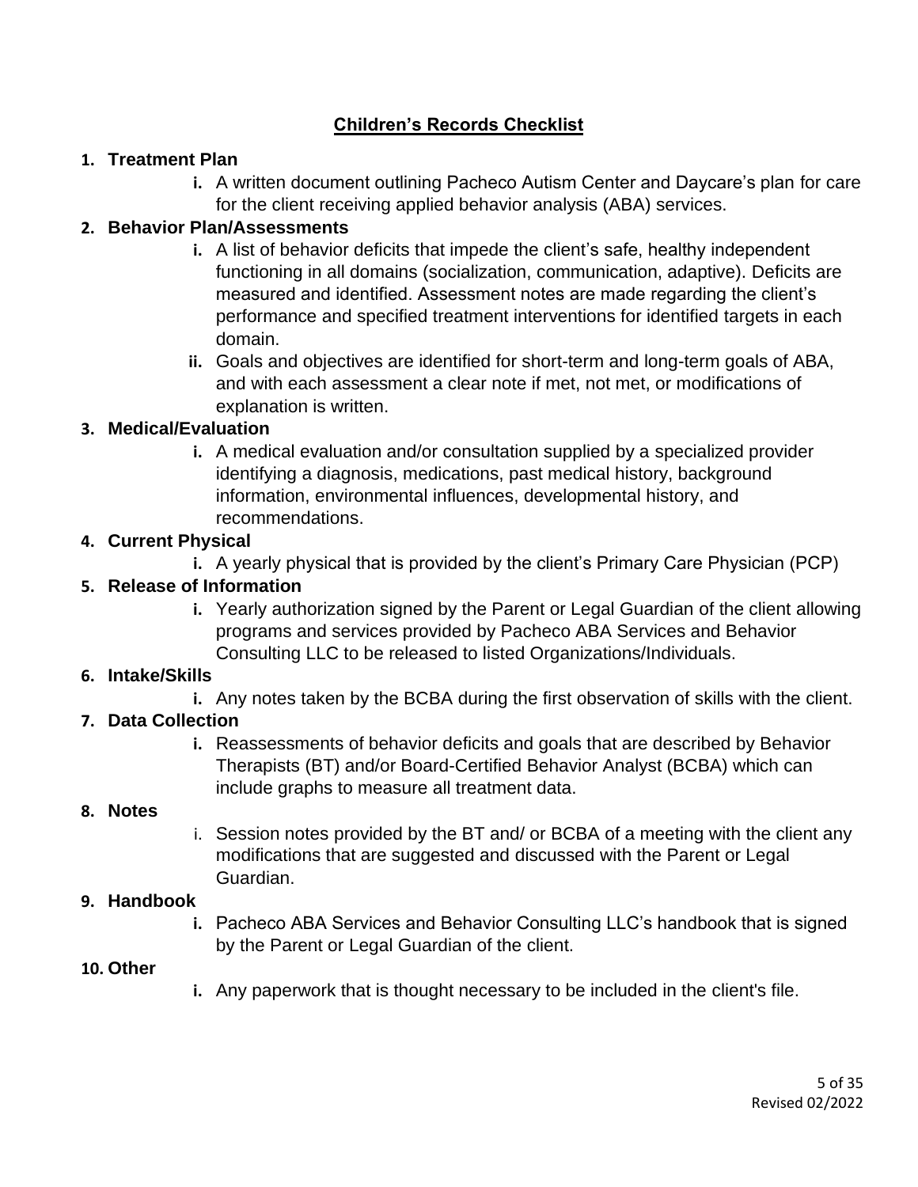## Children's Records Checklist

1. **Treatment Plan**
   - **i.** A written document outlining Pacheco Autism Center and Daycare's plan for care for the client receiving applied behavior analysis (ABA) services.

2. **Behavior Plan/Assessments**
   - **i.** A list of behavior deficits that impede the client's safe, healthy independent functioning in all domains (socialization, communication, adaptive). Deficits are measured and identified. Assessment notes are made regarding the client's performance and specified treatment interventions for identified targets in each domain.
   - **ii.** Goals and objectives are identified for short-term and long-term goals of ABA, and with each assessment a clear note if met, not met, or modifications of explanation is written.

3. **Medical/Evaluation**
   - **i.** A medical evaluation and/or consultation supplied by a specialized provider identifying a diagnosis, medications, past medical history, background information, environmental influences, developmental history, and recommendations.

4. **Current Physical**
   - **i.** A yearly physical that is provided by the client's Primary Care Physician (PCP)

5. **Release of Information**
   - **i.** Yearly authorization signed by the Parent or Legal Guardian of the client allowing programs and services provided by Pacheco ABA Services and Behavior Consulting LLC to be released to listed Organizations/Individuals.

6. **Intake/Skills**
   - **i.** Any notes taken by the BCBA during the first observation of skills with the client.

7. **Data Collection**
   - **i.** Reassessments of behavior deficits and goals that are described by Behavior Therapists (BT) and/or Board-Certified Behavior Analyst (BCBA) which can include graphs to measure all treatment data.

8. **Notes**
   - i. Session notes provided by the BT and/ or BCBA of a meeting with the client any modifications that are suggested and discussed with the Parent or Legal Guardian.

9. **Handbook**
   - **i.** Pacheco ABA Services and Behavior Consulting LLC's handbook that is signed by the Parent or Legal Guardian of the client.

10. **Other**
    - **i.** Any paperwork that is thought necessary to be included in the client's file.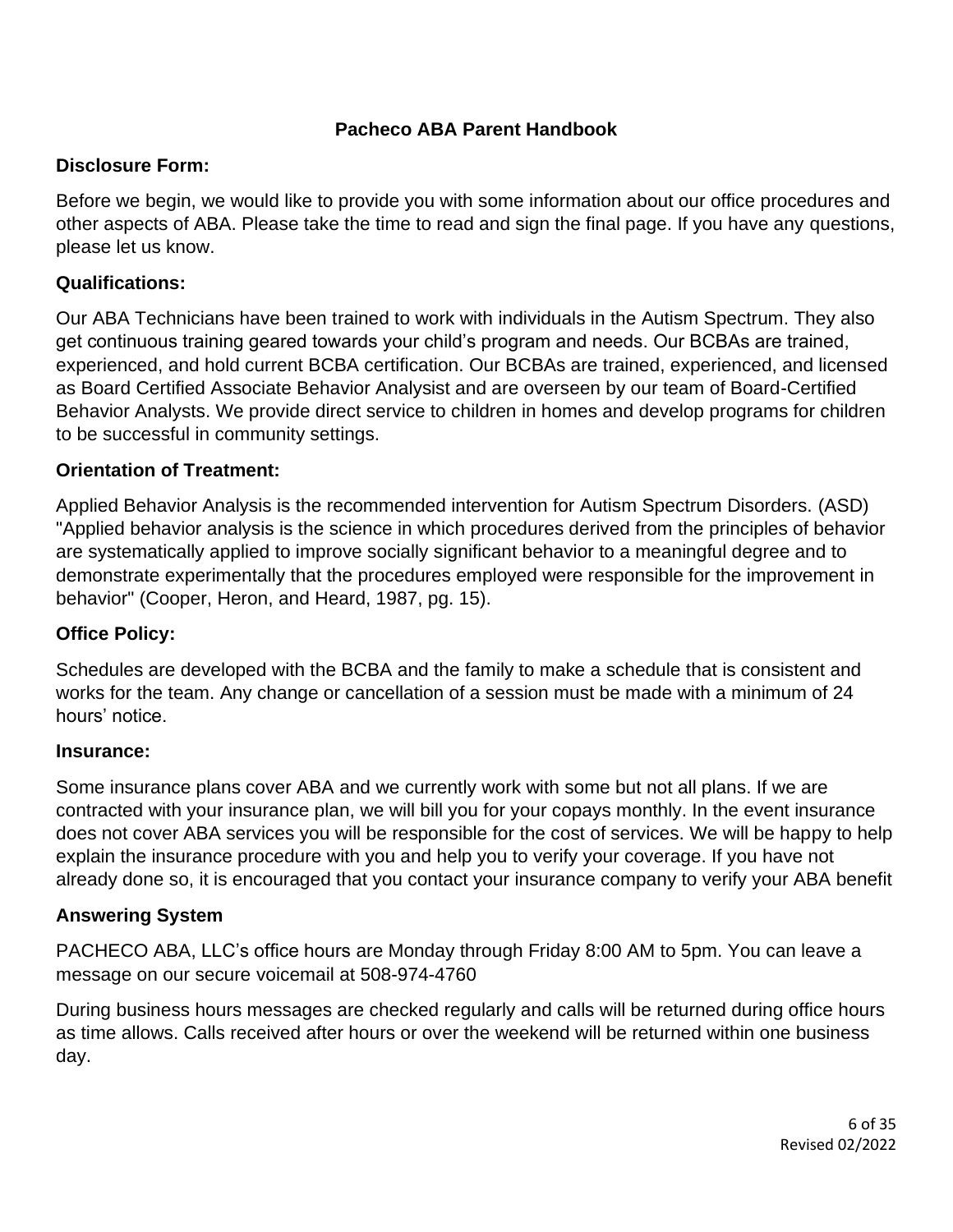**Pacheco ABA Parent Handbook**

**Disclosure Form:**

Before we begin, we would like to provide you with some information about our office procedures and other aspects of ABA. Please take the time to read and sign the final page. If you have any questions, please let us know.

**Qualifications:**

Our ABA Technicians have been trained to work with individuals in the Autism Spectrum. They also get continuous training geared towards your child's program and needs. Our BCBAs are trained, experienced, and hold current BCBA certification. Our BCBAs are trained, experienced, and licensed as Board Certified Associate Behavior Analysist and are overseen by our team of Board-Certified Behavior Analysts. We provide direct service to children in homes and develop programs for children to be successful in community settings.

**Orientation of Treatment:**

Applied Behavior Analysis is the recommended intervention for Autism Spectrum Disorders. (ASD) "Applied behavior analysis is the science in which procedures derived from the principles of behavior are systematically applied to improve socially significant behavior to a meaningful degree and to demonstrate experimentally that the procedures employed were responsible for the improvement in behavior" (Cooper, Heron, and Heard, 1987, pg. 15).

**Office Policy:**

Schedules are developed with the BCBA and the family to make a schedule that is consistent and works for the team. Any change or cancellation of a session must be made with a minimum of 24 hours' notice.

**Insurance:**

Some insurance plans cover ABA and we currently work with some but not all plans. If we are contracted with your insurance plan, we will bill you for your copays monthly. In the event insurance does not cover ABA services you will be responsible for the cost of services. We will be happy to help explain the insurance procedure with you and help you to verify your coverage. If you have not already done so, it is encouraged that you contact your insurance company to verify your ABA benefit

**Answering System**

PACHECO ABA, LLC's office hours are Monday through Friday 8:00 AM to 5pm. You can leave a message on our secure voicemail at 508-974-4760

During business hours messages are checked regularly and calls will be returned during office hours as time allows. Calls received after hours or over the weekend will be returned within one business day.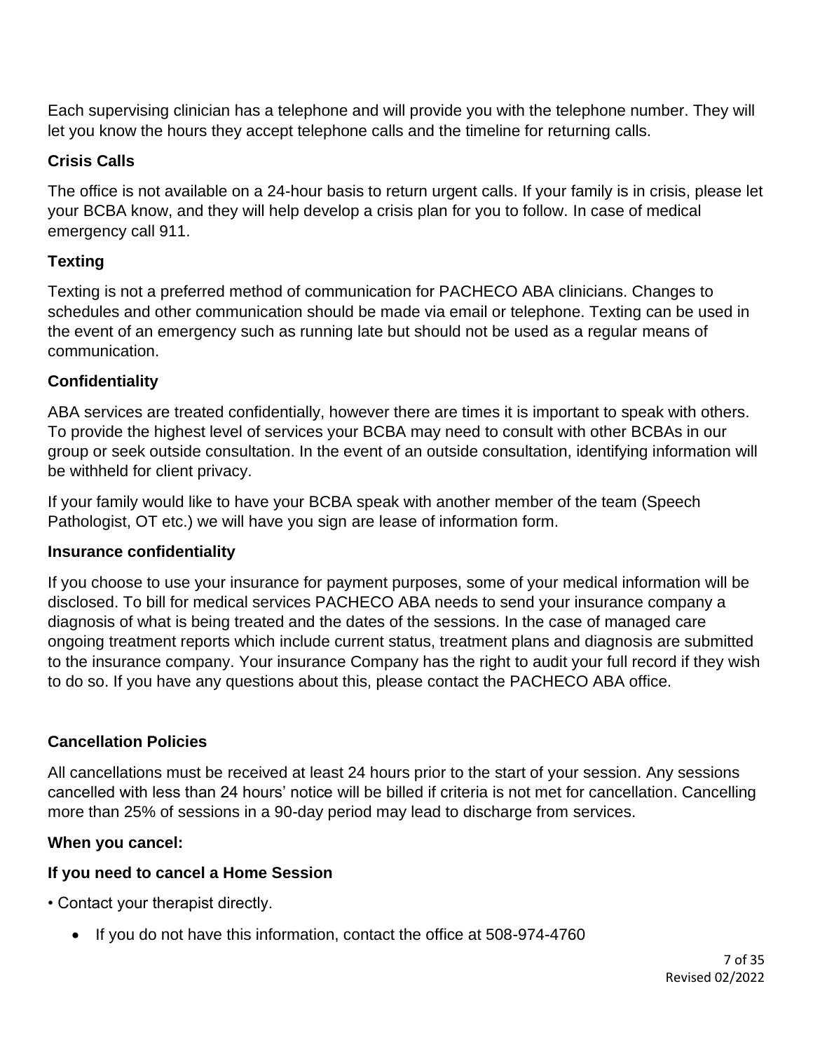Each supervising clinician has a telephone and will provide you with the telephone number. They will let you know the hours they accept telephone calls and the timeline for returning calls.

### Crisis Calls

The office is not available on a 24-hour basis to return urgent calls. If your family is in crisis, please let your BCBA know, and they will help develop a crisis plan for you to follow. In case of medical emergency call 911.

### Texting

Texting is not a preferred method of communication for PACHECO ABA clinicians. Changes to schedules and other communication should be made via email or telephone. Texting can be used in the event of an emergency such as running late but should not be used as a regular means of communication.

### Confidentiality

ABA services are treated confidentially, however there are times it is important to speak with others. To provide the highest level of services your BCBA may need to consult with other BCBAs in our group or seek outside consultation. In the event of an outside consultation, identifying information will be withheld for client privacy.

If your family would like to have your BCBA speak with another member of the team (Speech Pathologist, OT etc.) we will have you sign are lease of information form.

### Insurance confidentiality

If you choose to use your insurance for payment purposes, some of your medical information will be disclosed. To bill for medical services PACHECO ABA needs to send your insurance company a diagnosis of what is being treated and the dates of the sessions. In the case of managed care ongoing treatment reports which include current status, treatment plans and diagnosis are submitted to the insurance company. Your insurance Company has the right to audit your full record if they wish to do so. If you have any questions about this, please contact the PACHECO ABA office.

### Cancellation Policies

All cancellations must be received at least 24 hours prior to the start of your session. Any sessions cancelled with less than 24 hours' notice will be billed if criteria is not met for cancellation. Cancelling more than 25% of sessions in a 90-day period may lead to discharge from services.

**When you cancel:**

**If you need to cancel a Home Session**

• Contact your therapist directly.

- If you do not have this information, contact the office at 508-974-4760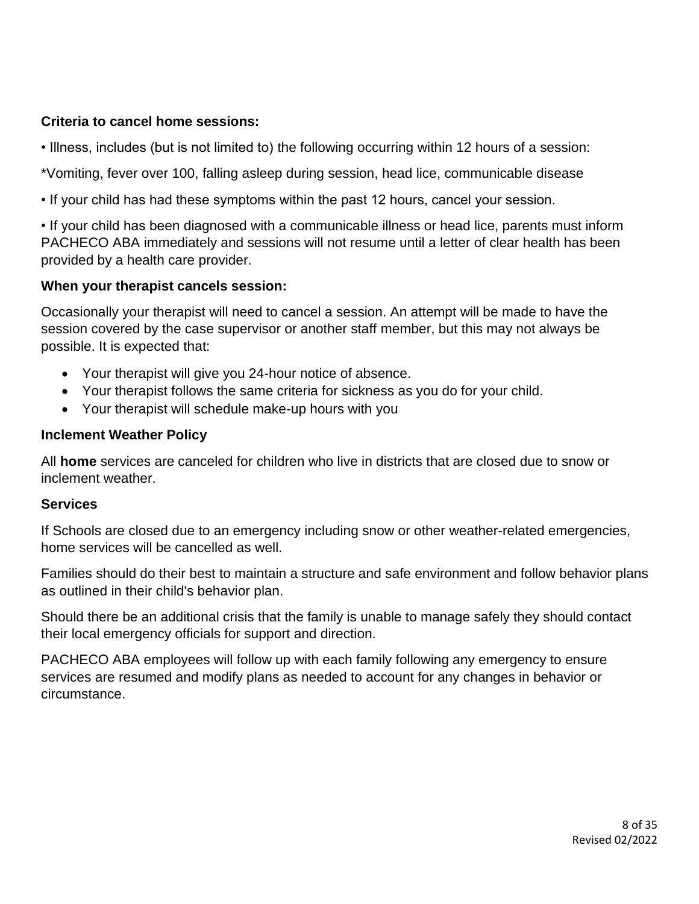**Criteria to cancel home sessions:**

• Illness, includes (but is not limited to) the following occurring within 12 hours of a session:

*Vomiting, fever over 100, falling asleep during session, head lice, communicable disease

• If your child has had these symptoms within the past 12 hours, cancel your session.

• If your child has been diagnosed with a communicable illness or head lice, parents must inform PACHECO ABA immediately and sessions will not resume until a letter of clear health has been provided by a health care provider.

**When your therapist cancels session:**

Occasionally your therapist will need to cancel a session. An attempt will be made to have the session covered by the case supervisor or another staff member, but this may not always be possible. It is expected that:

- Your therapist will give you 24-hour notice of absence.
- Your therapist follows the same criteria for sickness as you do for your child.
- Your therapist will schedule make-up hours with you

**Inclement Weather Policy**

All **home** services are canceled for children who live in districts that are closed due to snow or inclement weather.

**Services**

If Schools are closed due to an emergency including snow or other weather-related emergencies, home services will be cancelled as well.

Families should do their best to maintain a structure and safe environment and follow behavior plans as outlined in their child's behavior plan.

Should there be an additional crisis that the family is unable to manage safely they should contact their local emergency officials for support and direction.

PACHECO ABA employees will follow up with each family following any emergency to ensure services are resumed and modify plans as needed to account for any changes in behavior or circumstance.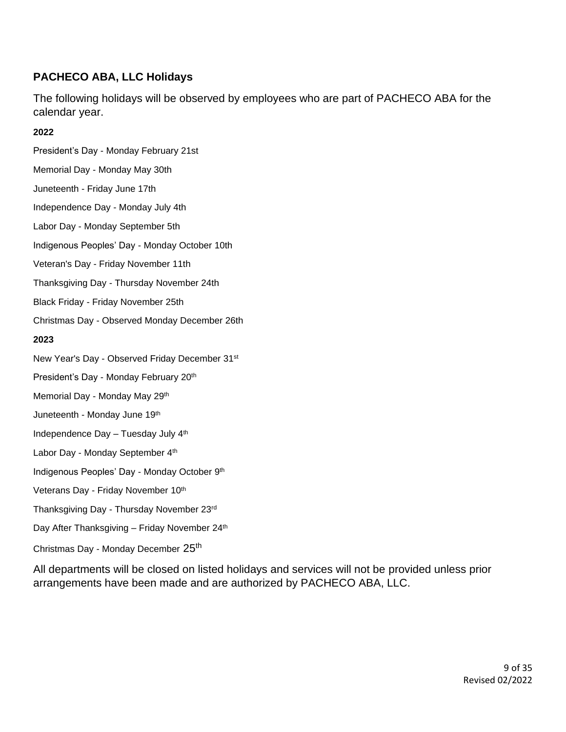## PACHECO ABA, LLC Holidays

The following holidays will be observed by employees who are part of PACHECO ABA for the calendar year.

**2022**

President's Day - Monday February 21st

Memorial Day - Monday May 30th

Juneteenth - Friday June 17th

Independence Day - Monday July 4th

Labor Day - Monday September 5th

Indigenous Peoples' Day - Monday October 10th

Veteran's Day - Friday November 11th

Thanksgiving Day - Thursday November 24th

Black Friday - Friday November 25th

Christmas Day - Observed Monday December 26th

**2023**

New Year's Day - Observed Friday December 31st

President's Day - Monday February 20th

Memorial Day - Monday May 29th

Juneteenth - Monday June 19th

Independence Day – Tuesday July 4th

Labor Day - Monday September 4th

Indigenous Peoples' Day - Monday October 9th

Veterans Day - Friday November 10th

Thanksgiving Day - Thursday November 23rd

Day After Thanksgiving – Friday November 24th

Christmas Day - Monday December 25th

All departments will be closed on listed holidays and services will not be provided unless prior arrangements have been made and are authorized by PACHECO ABA, LLC.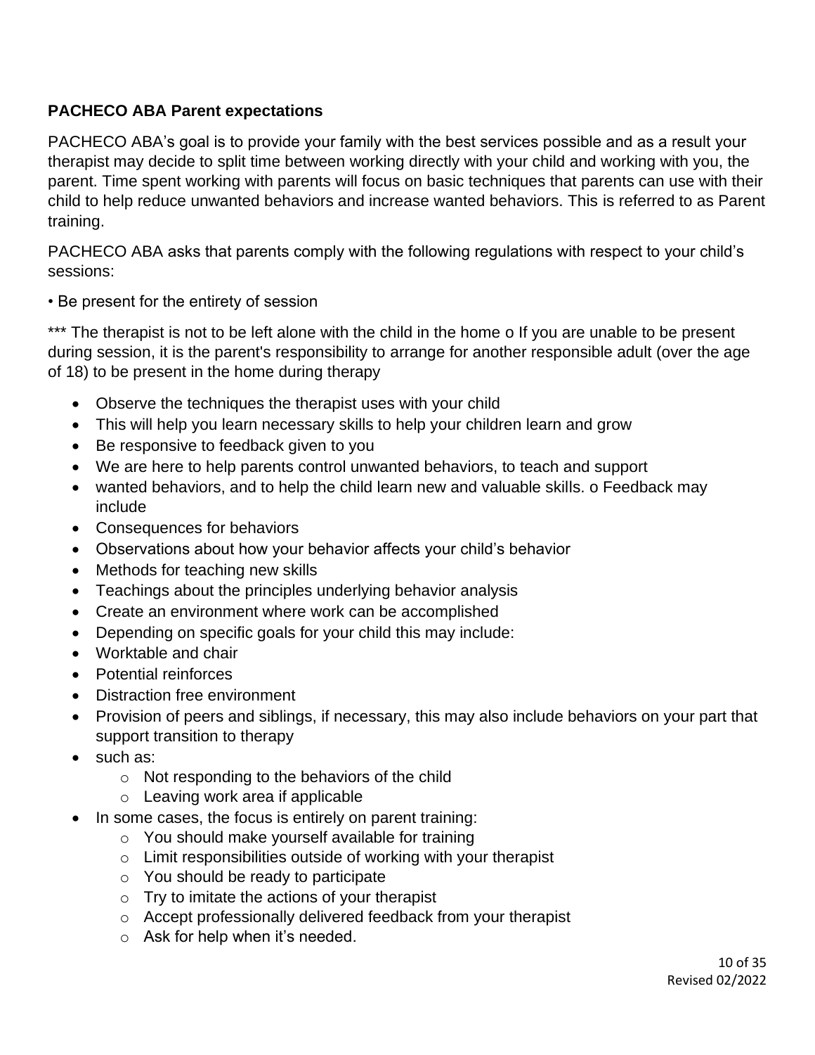**PACHECO ABA Parent expectations**

PACHECO ABA's goal is to provide your family with the best services possible and as a result your therapist may decide to split time between working directly with your child and working with you, the parent. Time spent working with parents will focus on basic techniques that parents can use with their child to help reduce unwanted behaviors and increase wanted behaviors. This is referred to as Parent training.

PACHECO ABA asks that parents comply with the following regulations with respect to your child's sessions:

• Be present for the entirety of session

*** The therapist is not to be left alone with the child in the home o If you are unable to be present during session, it is the parent's responsibility to arrange for another responsible adult (over the age of 18) to be present in the home during therapy

- Observe the techniques the therapist uses with your child
- This will help you learn necessary skills to help your children learn and grow
- Be responsive to feedback given to you
- We are here to help parents control unwanted behaviors, to teach and support
- wanted behaviors, and to help the child learn new and valuable skills. o Feedback may include
- Consequences for behaviors
- Observations about how your behavior affects your child's behavior
- Methods for teaching new skills
- Teachings about the principles underlying behavior analysis
- Create an environment where work can be accomplished
- Depending on specific goals for your child this may include:
- Worktable and chair
- Potential reinforces
- Distraction free environment
- Provision of peers and siblings, if necessary, this may also include behaviors on your part that support transition to therapy
- such as:
  - Not responding to the behaviors of the child
  - Leaving work area if applicable
- In some cases, the focus is entirely on parent training:
  - You should make yourself available for training
  - Limit responsibilities outside of working with your therapist
  - You should be ready to participate
  - Try to imitate the actions of your therapist
  - Accept professionally delivered feedback from your therapist
  - Ask for help when it's needed.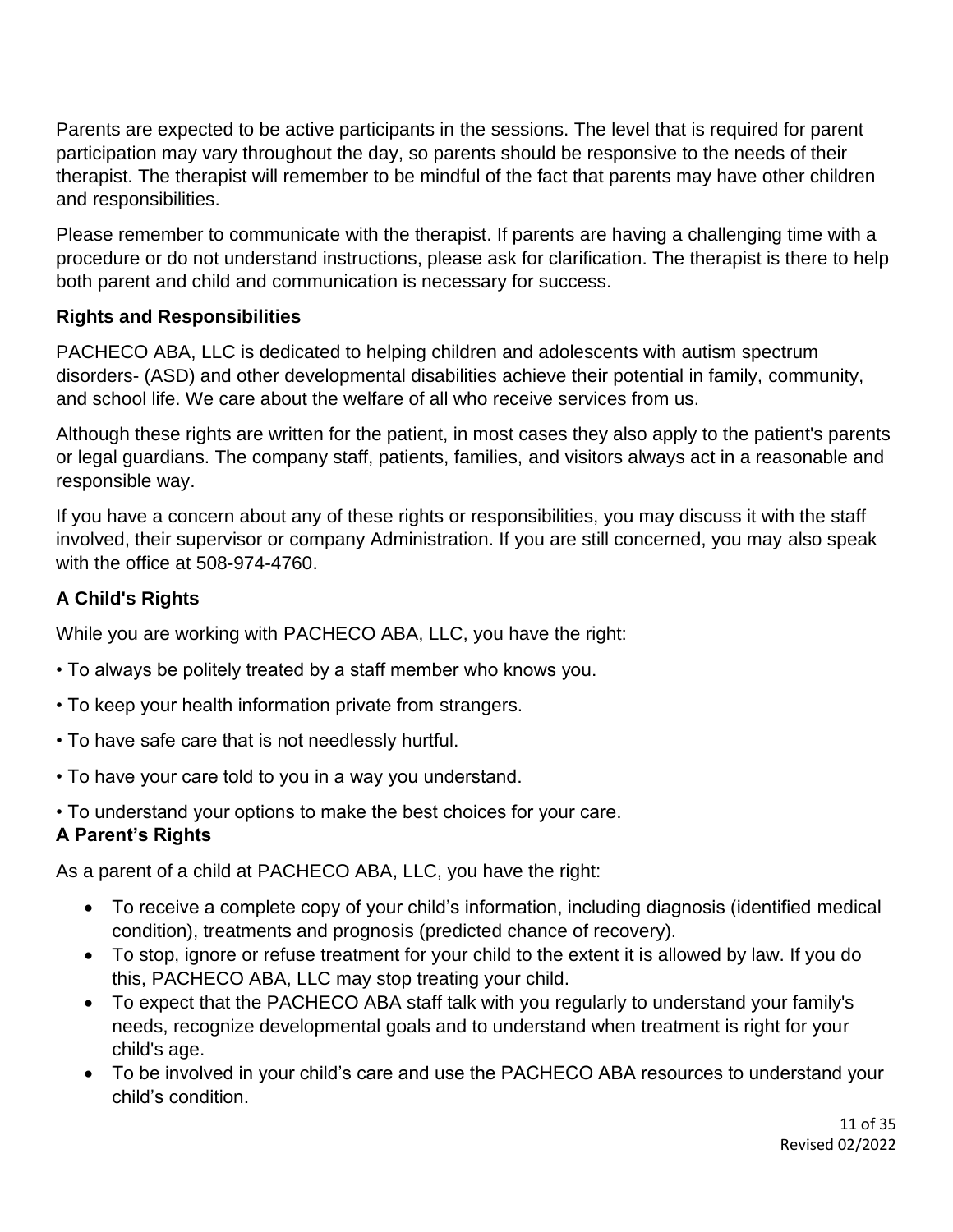Parents are expected to be active participants in the sessions. The level that is required for parent participation may vary throughout the day, so parents should be responsive to the needs of their therapist. The therapist will remember to be mindful of the fact that parents may have other children and responsibilities.

Please remember to communicate with the therapist. If parents are having a challenging time with a procedure or do not understand instructions, please ask for clarification. The therapist is there to help both parent and child and communication is necessary for success.

**Rights and Responsibilities**

PACHECO ABA, LLC is dedicated to helping children and adolescents with autism spectrum disorders- (ASD) and other developmental disabilities achieve their potential in family, community, and school life. We care about the welfare of all who receive services from us.

Although these rights are written for the patient, in most cases they also apply to the patient's parents or legal guardians. The company staff, patients, families, and visitors always act in a reasonable and responsible way.

If you have a concern about any of these rights or responsibilities, you may discuss it with the staff involved, their supervisor or company Administration. If you are still concerned, you may also speak with the office at 508-974-4760.

**A Child's Rights**

While you are working with PACHECO ABA, LLC, you have the right:

- To always be politely treated by a staff member who knows you.
- To keep your health information private from strangers.
- To have safe care that is not needlessly hurtful.
- To have your care told to you in a way you understand.
- To understand your options to make the best choices for your care.

**A Parent's Rights**

As a parent of a child at PACHECO ABA, LLC, you have the right:

- To receive a complete copy of your child's information, including diagnosis (identified medical condition), treatments and prognosis (predicted chance of recovery).
- To stop, ignore or refuse treatment for your child to the extent it is allowed by law. If you do this, PACHECO ABA, LLC may stop treating your child.
- To expect that the PACHECO ABA staff talk with you regularly to understand your family's needs, recognize developmental goals and to understand when treatment is right for your child's age.
- To be involved in your child's care and use the PACHECO ABA resources to understand your child's condition.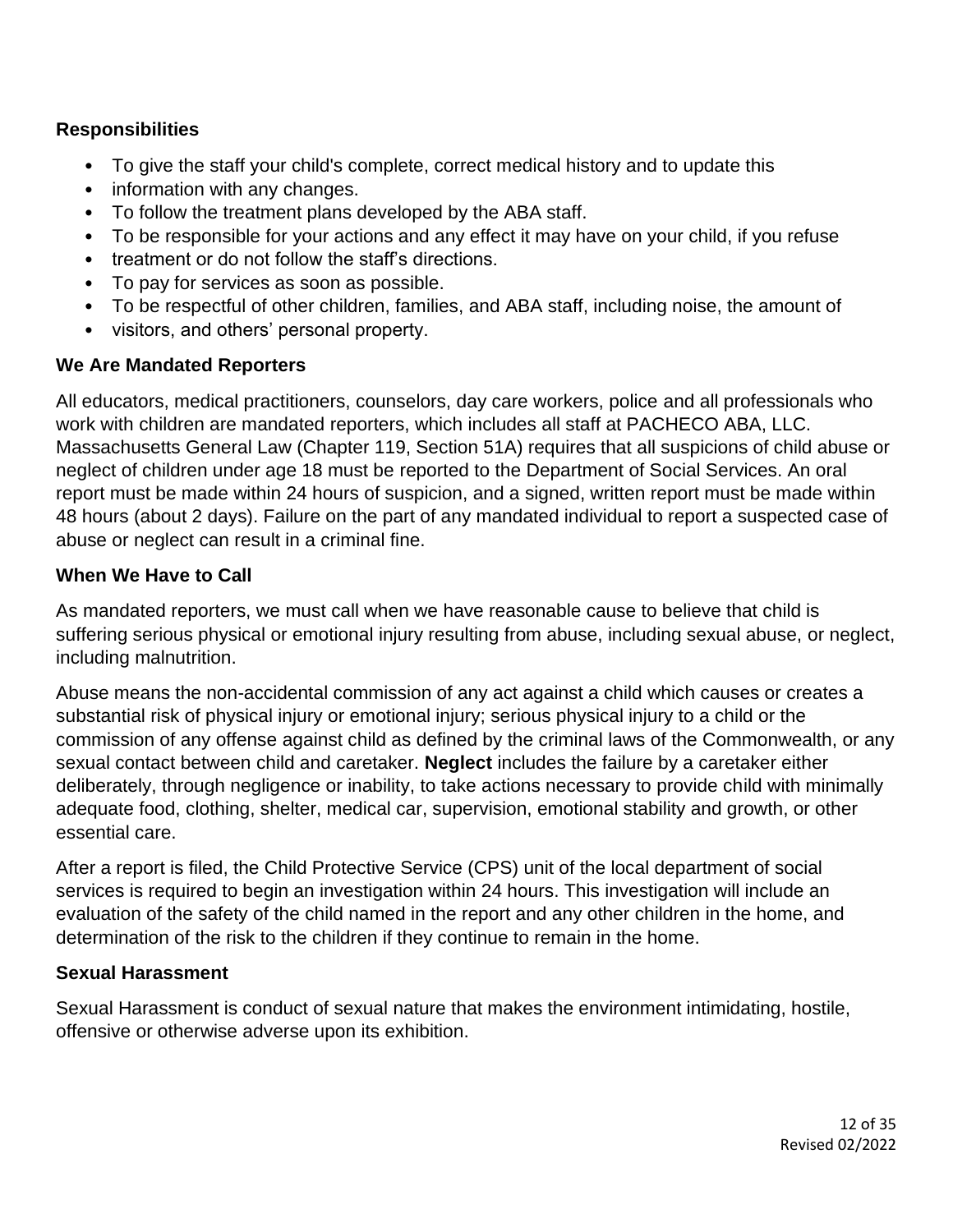### Responsibilities

- To give the staff your child's complete, correct medical history and to update this
- information with any changes.
- To follow the treatment plans developed by the ABA staff.
- To be responsible for your actions and any effect it may have on your child, if you refuse
- treatment or do not follow the staff's directions.
- To pay for services as soon as possible.
- To be respectful of other children, families, and ABA staff, including noise, the amount of
- visitors, and others' personal property.

### We Are Mandated Reporters

All educators, medical practitioners, counselors, day care workers, police and all professionals who work with children are mandated reporters, which includes all staff at PACHECO ABA, LLC. Massachusetts General Law (Chapter 119, Section 51A) requires that all suspicions of child abuse or neglect of children under age 18 must be reported to the Department of Social Services. An oral report must be made within 24 hours of suspicion, and a signed, written report must be made within 48 hours (about 2 days). Failure on the part of any mandated individual to report a suspected case of abuse or neglect can result in a criminal fine.

### When We Have to Call

As mandated reporters, we must call when we have reasonable cause to believe that child is suffering serious physical or emotional injury resulting from abuse, including sexual abuse, or neglect, including malnutrition.

Abuse means the non-accidental commission of any act against a child which causes or creates a substantial risk of physical injury or emotional injury; serious physical injury to a child or the commission of any offense against child as defined by the criminal laws of the Commonwealth, or any sexual contact between child and caretaker. **Neglect** includes the failure by a caretaker either deliberately, through negligence or inability, to take actions necessary to provide child with minimally adequate food, clothing, shelter, medical car, supervision, emotional stability and growth, or other essential care.

After a report is filed, the Child Protective Service (CPS) unit of the local department of social services is required to begin an investigation within 24 hours. This investigation will include an evaluation of the safety of the child named in the report and any other children in the home, and determination of the risk to the children if they continue to remain in the home.

### Sexual Harassment

Sexual Harassment is conduct of sexual nature that makes the environment intimidating, hostile, offensive or otherwise adverse upon its exhibition.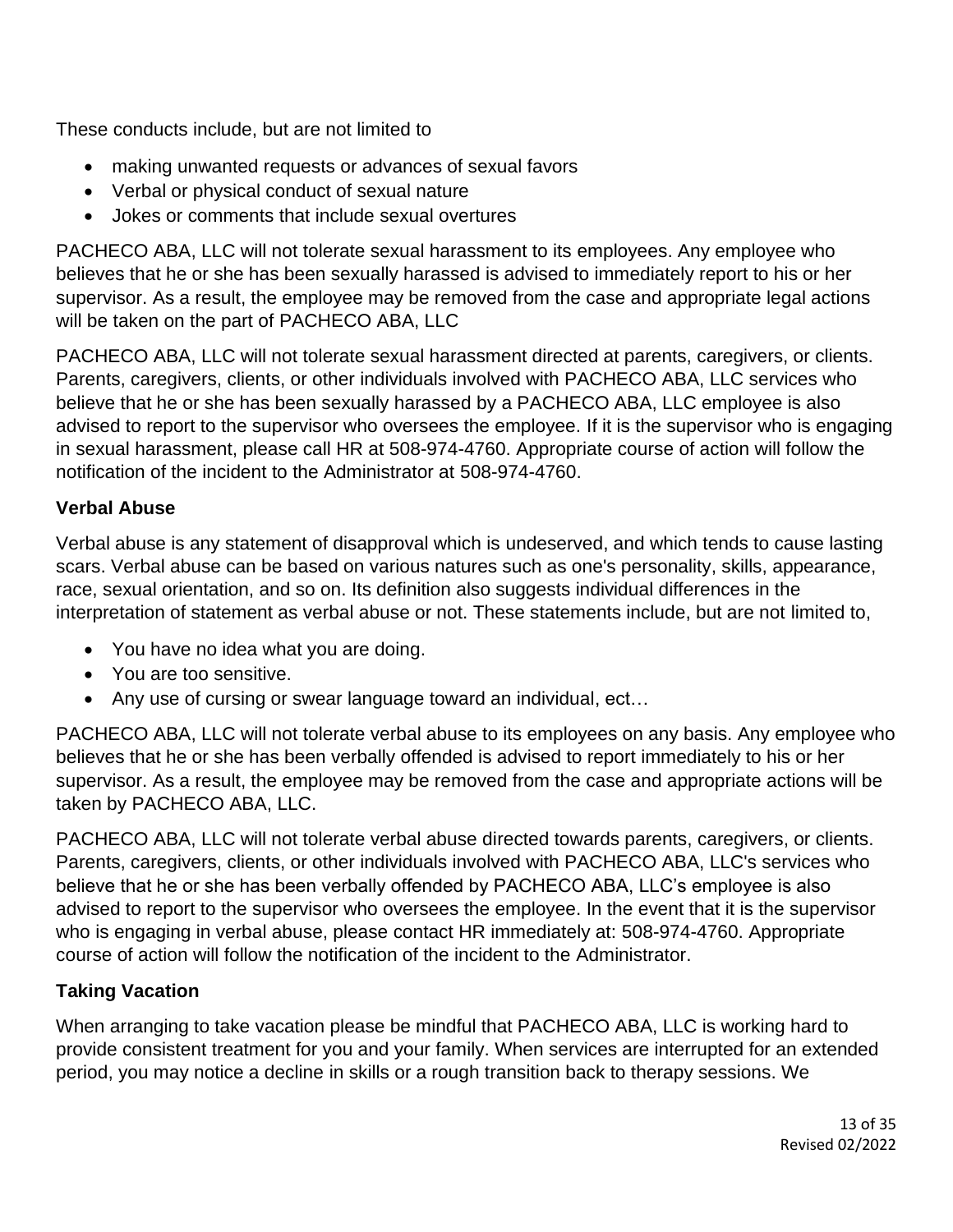These conducts include, but are not limited to

- making unwanted requests or advances of sexual favors
- Verbal or physical conduct of sexual nature
- Jokes or comments that include sexual overtures

PACHECO ABA, LLC will not tolerate sexual harassment to its employees. Any employee who believes that he or she has been sexually harassed is advised to immediately report to his or her supervisor. As a result, the employee may be removed from the case and appropriate legal actions will be taken on the part of PACHECO ABA, LLC

PACHECO ABA, LLC will not tolerate sexual harassment directed at parents, caregivers, or clients. Parents, caregivers, clients, or other individuals involved with PACHECO ABA, LLC services who believe that he or she has been sexually harassed by a PACHECO ABA, LLC employee is also advised to report to the supervisor who oversees the employee. If it is the supervisor who is engaging in sexual harassment, please call HR at 508-974-4760. Appropriate course of action will follow the notification of the incident to the Administrator at 508-974-4760.

**Verbal Abuse**

Verbal abuse is any statement of disapproval which is undeserved, and which tends to cause lasting scars. Verbal abuse can be based on various natures such as one's personality, skills, appearance, race, sexual orientation, and so on. Its definition also suggests individual differences in the interpretation of statement as verbal abuse or not. These statements include, but are not limited to,

- You have no idea what you are doing.
- You are too sensitive.
- Any use of cursing or swear language toward an individual, ect…

PACHECO ABA, LLC will not tolerate verbal abuse to its employees on any basis. Any employee who believes that he or she has been verbally offended is advised to report immediately to his or her supervisor. As a result, the employee may be removed from the case and appropriate actions will be taken by PACHECO ABA, LLC.

PACHECO ABA, LLC will not tolerate verbal abuse directed towards parents, caregivers, or clients. Parents, caregivers, clients, or other individuals involved with PACHECO ABA, LLC's services who believe that he or she has been verbally offended by PACHECO ABA, LLC's employee is also advised to report to the supervisor who oversees the employee. In the event that it is the supervisor who is engaging in verbal abuse, please contact HR immediately at: 508-974-4760. Appropriate course of action will follow the notification of the incident to the Administrator.

**Taking Vacation**

When arranging to take vacation please be mindful that PACHECO ABA, LLC is working hard to provide consistent treatment for you and your family. When services are interrupted for an extended period, you may notice a decline in skills or a rough transition back to therapy sessions. We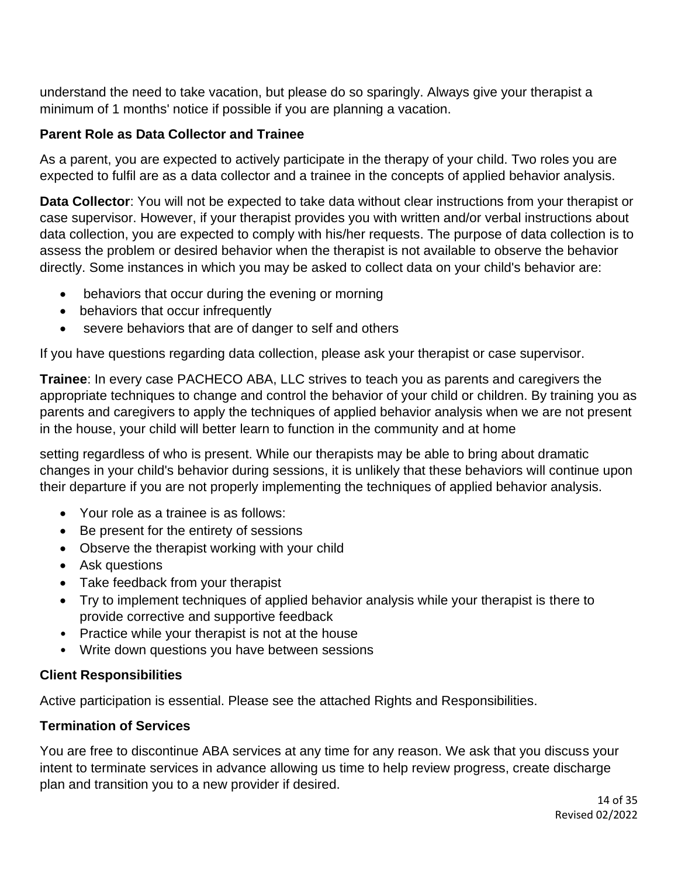understand the need to take vacation, but please do so sparingly. Always give your therapist a minimum of 1 months' notice if possible if you are planning a vacation.

**Parent Role as Data Collector and Trainee**

As a parent, you are expected to actively participate in the therapy of your child. Two roles you are expected to fulfil are as a data collector and a trainee in the concepts of applied behavior analysis.

**Data Collector**: You will not be expected to take data without clear instructions from your therapist or case supervisor. However, if your therapist provides you with written and/or verbal instructions about data collection, you are expected to comply with his/her requests. The purpose of data collection is to assess the problem or desired behavior when the therapist is not available to observe the behavior directly. Some instances in which you may be asked to collect data on your child's behavior are:

- behaviors that occur during the evening or morning
- behaviors that occur infrequently
- severe behaviors that are of danger to self and others

If you have questions regarding data collection, please ask your therapist or case supervisor.

**Trainee**: In every case PACHECO ABA, LLC strives to teach you as parents and caregivers the appropriate techniques to change and control the behavior of your child or children. By training you as parents and caregivers to apply the techniques of applied behavior analysis when we are not present in the house, your child will better learn to function in the community and at home

setting regardless of who is present. While our therapists may be able to bring about dramatic changes in your child's behavior during sessions, it is unlikely that these behaviors will continue upon their departure if you are not properly implementing the techniques of applied behavior analysis.

- Your role as a trainee is as follows:
- Be present for the entirety of sessions
- Observe the therapist working with your child
- Ask questions
- Take feedback from your therapist
- Try to implement techniques of applied behavior analysis while your therapist is there to provide corrective and supportive feedback
- Practice while your therapist is not at the house
- Write down questions you have between sessions

**Client Responsibilities**

Active participation is essential. Please see the attached Rights and Responsibilities.

**Termination of Services**

You are free to discontinue ABA services at any time for any reason. We ask that you discuss your intent to terminate services in advance allowing us time to help review progress, create discharge plan and transition you to a new provider if desired.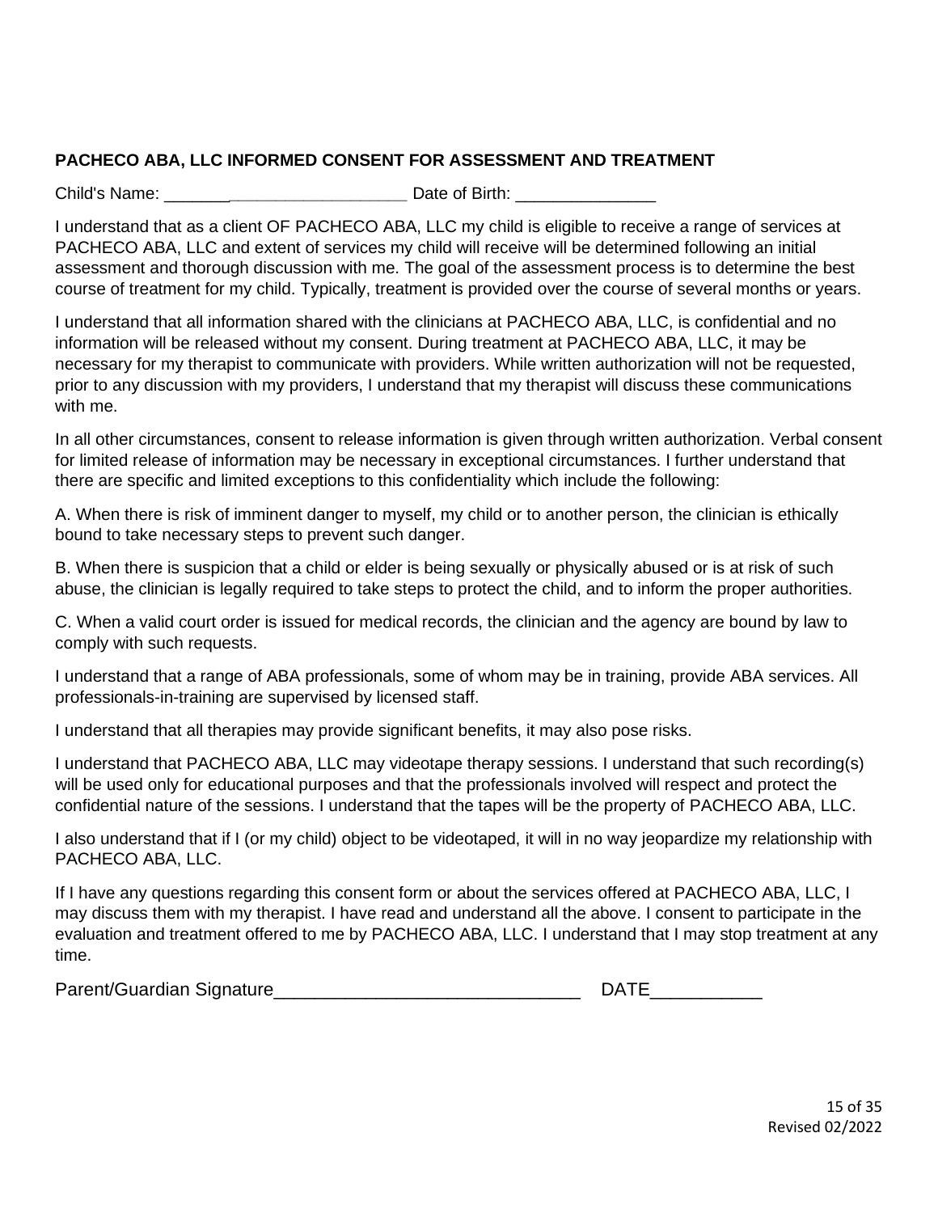**PACHECO ABA, LLC INFORMED CONSENT FOR ASSESSMENT AND TREATMENT**

Child's Name: _________________________ Date of Birth: _______________

I understand that as a client OF PACHECO ABA, LLC my child is eligible to receive a range of services at PACHECO ABA, LLC and extent of services my child will receive will be determined following an initial assessment and thorough discussion with me. The goal of the assessment process is to determine the best course of treatment for my child. Typically, treatment is provided over the course of several months or years.

I understand that all information shared with the clinicians at PACHECO ABA, LLC, is confidential and no information will be released without my consent. During treatment at PACHECO ABA, LLC, it may be necessary for my therapist to communicate with providers. While written authorization will not be requested, prior to any discussion with my providers, I understand that my therapist will discuss these communications with me.

In all other circumstances, consent to release information is given through written authorization. Verbal consent for limited release of information may be necessary in exceptional circumstances. I further understand that there are specific and limited exceptions to this confidentiality which include the following:

A. When there is risk of imminent danger to myself, my child or to another person, the clinician is ethically bound to take necessary steps to prevent such danger.

B. When there is suspicion that a child or elder is being sexually or physically abused or is at risk of such abuse, the clinician is legally required to take steps to protect the child, and to inform the proper authorities.

C. When a valid court order is issued for medical records, the clinician and the agency are bound by law to comply with such requests.

I understand that a range of ABA professionals, some of whom may be in training, provide ABA services. All professionals-in-training are supervised by licensed staff.

I understand that all therapies may provide significant benefits, it may also pose risks.

I understand that PACHECO ABA, LLC may videotape therapy sessions. I understand that such recording(s) will be used only for educational purposes and that the professionals involved will respect and protect the confidential nature of the sessions. I understand that the tapes will be the property of PACHECO ABA, LLC.

I also understand that if I (or my child) object to be videotaped, it will in no way jeopardize my relationship with PACHECO ABA, LLC.

If I have any questions regarding this consent form or about the services offered at PACHECO ABA, LLC, I may discuss them with my therapist. I have read and understand all the above. I consent to participate in the evaluation and treatment offered to me by PACHECO ABA, LLC. I understand that I may stop treatment at any time.

Parent/Guardian Signature______________________________ DATE___________

Revised 02/2022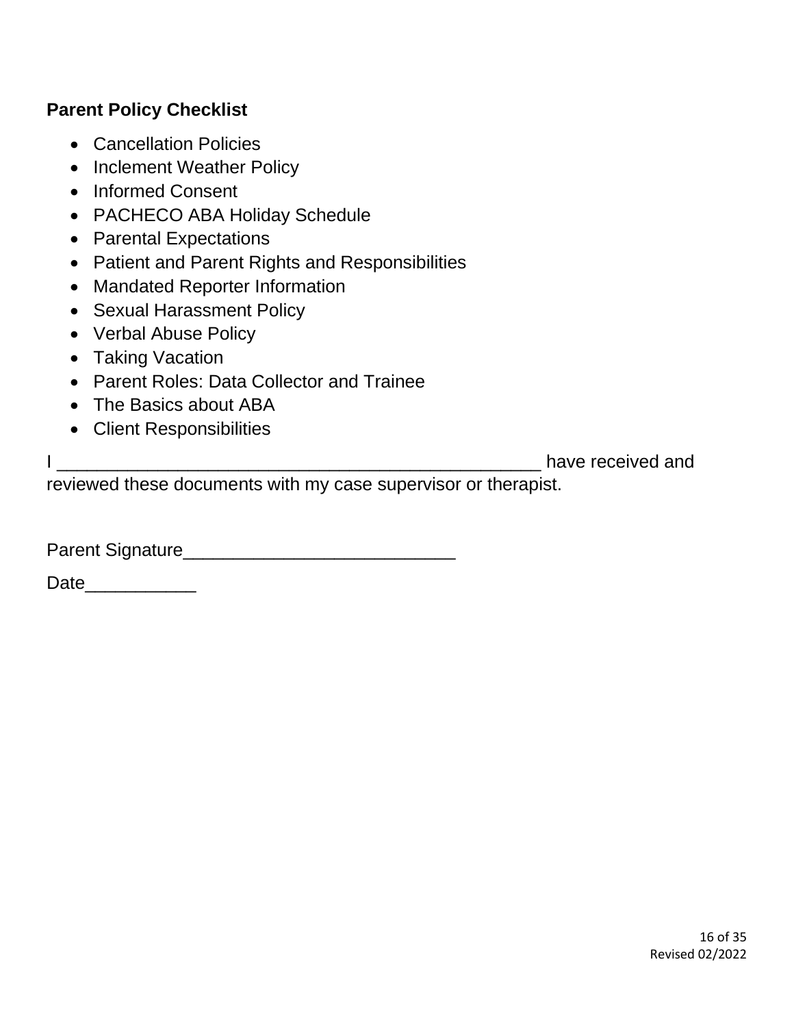**Parent Policy Checklist**

- Cancellation Policies
- Inclement Weather Policy
- Informed Consent
- PACHECO ABA Holiday Schedule
- Parental Expectations
- Patient and Parent Rights and Responsibilities
- Mandated Reporter Information
- Sexual Harassment Policy
- Verbal Abuse Policy
- Taking Vacation
- Parent Roles: Data Collector and Trainee
- The Basics about ABA
- Client Responsibilities

I ________________________________________________ have received and reviewed these documents with my case supervisor or therapist.

Parent Signature___________________________

Date___________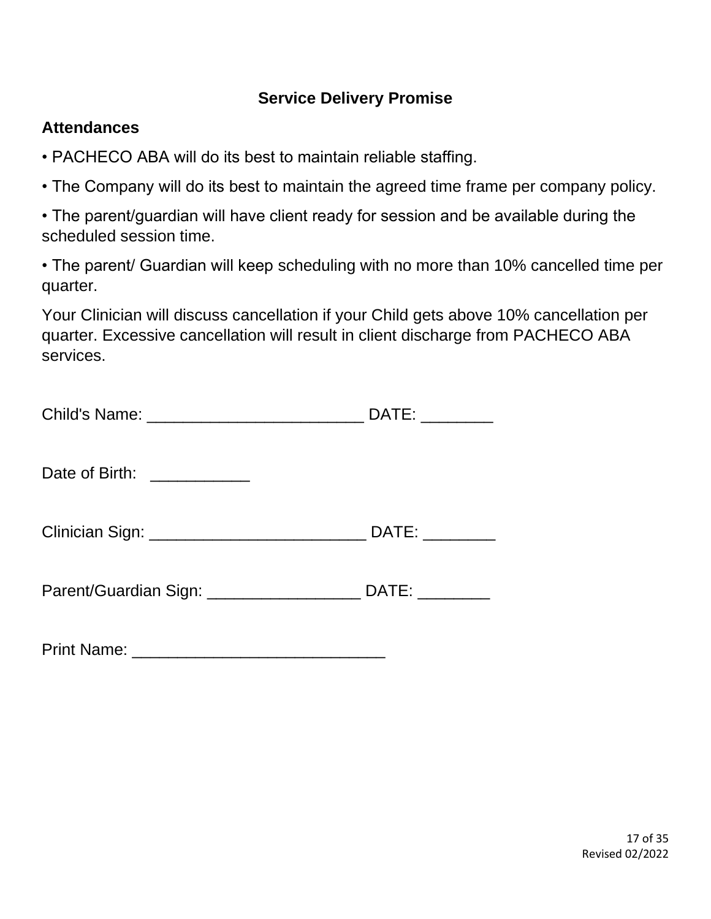## Service Delivery Promise

**Attendances**

• PACHECO ABA will do its best to maintain reliable staffing.

• The Company will do its best to maintain the agreed time frame per company policy.

• The parent/guardian will have client ready for session and be available during the scheduled session time.

• The parent/ Guardian will keep scheduling with no more than 10% cancelled time per quarter.

Your Clinician will discuss cancellation if your Child gets above 10% cancellation per quarter. Excessive cancellation will result in client discharge from PACHECO ABA services.

Child's Name: ________________________ DATE: ________

Date of Birth: ___________

Clinician Sign: ________________________ DATE: ________

Parent/Guardian Sign: _________________ DATE: ________

Print Name: ____________________________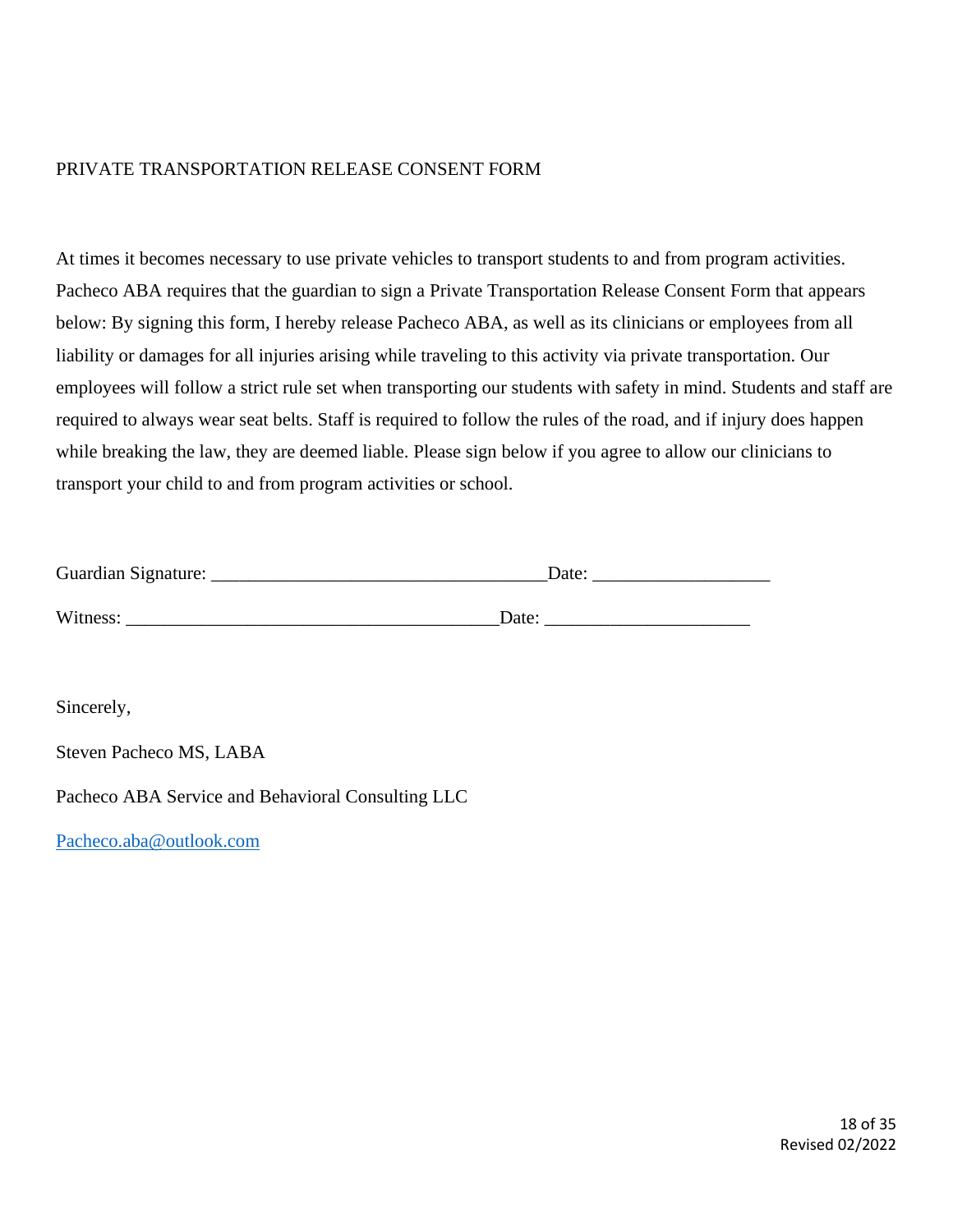# PRIVATE TRANSPORTATION RELEASE CONSENT FORM

At times it becomes necessary to use private vehicles to transport students to and from program activities. Pacheco ABA requires that the guardian to sign a Private Transportation Release Consent Form that appears below: By signing this form, I hereby release Pacheco ABA, as well as its clinicians or employees from all liability or damages for all injuries arising while traveling to this activity via private transportation. Our employees will follow a strict rule set when transporting our students with safety in mind. Students and staff are required to always wear seat belts. Staff is required to follow the rules of the road, and if injury does happen while breaking the law, they are deemed liable. Please sign below if you agree to allow our clinicians to transport your child to and from program activities or school.

Guardian Signature: ___________________________________Date: __________________

Witness: _______________________________________Date: _____________________

Sincerely,

Steven Pacheco MS, LABA

Pacheco ABA Service and Behavioral Consulting LLC

Pacheco.aba@outlook.com

Revised 02/2022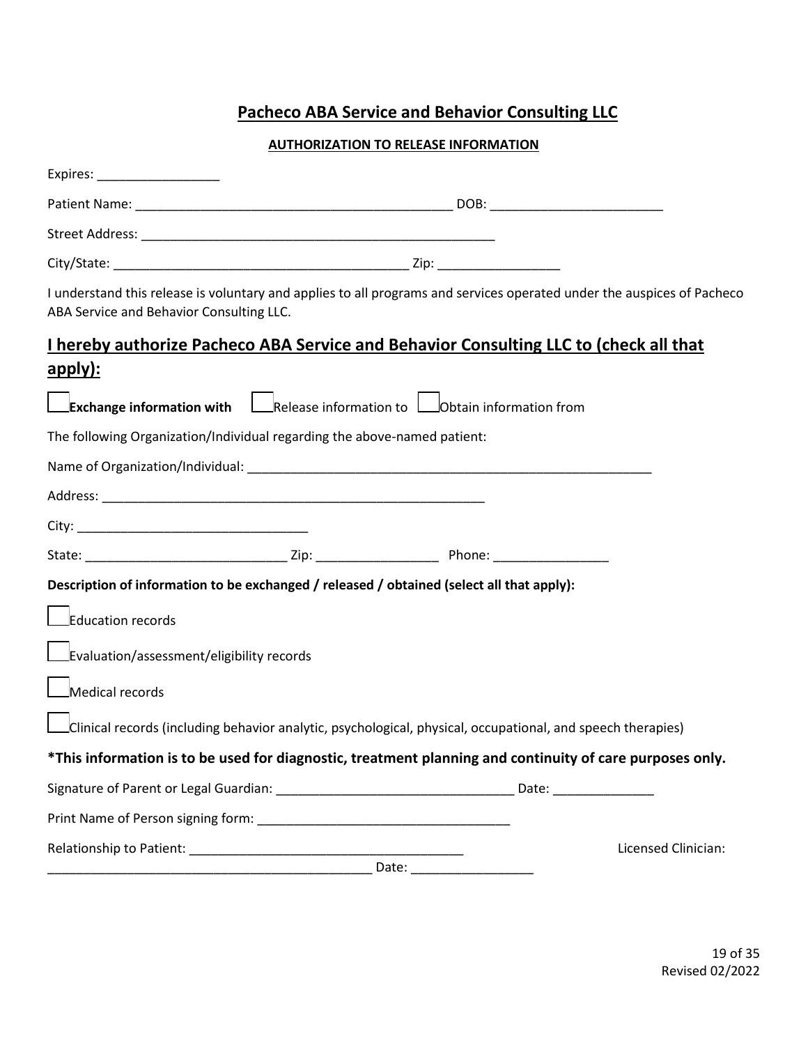## Pacheco ABA Service and Behavior Consulting LLC

**AUTHORIZATION TO RELEASE INFORMATION**

Expires: _________________

Patient Name: ____________________________________________ DOB: ________________________

Street Address: __________________________________________________

City/State: _________________________________________ Zip: _________________

I understand this release is voluntary and applies to all programs and services operated under the auspices of Pacheco ABA Service and Behavior Consulting LLC.

## I hereby authorize Pacheco ABA Service and Behavior Consulting LLC to (check all that apply):

☐ **Exchange information with** ☐ Release information to ☐ Obtain information from

The following Organization/Individual regarding the above-named patient:

Name of Organization/Individual: _________________________________________________________

Address: ______________________________________________________

City: ________________________________

State: ___________________________ Zip: _________________ Phone: ________________

**Description of information to be exchanged / released / obtained (select all that apply):**

☐ Education records

☐ Evaluation/assessment/eligibility records

☐ Medical records

☐ Clinical records (including behavior analytic, psychological, physical, occupational, and speech therapies)

**\*This information is to be used for diagnostic, treatment planning and continuity of care purposes only.**

Signature of Parent or Legal Guardian: _________________________________ Date: ______________

Print Name of Person signing form: ___________________________________

Relationship to Patient: ______________________________________

Licensed Clinician: ______________________________________________ Date: _________________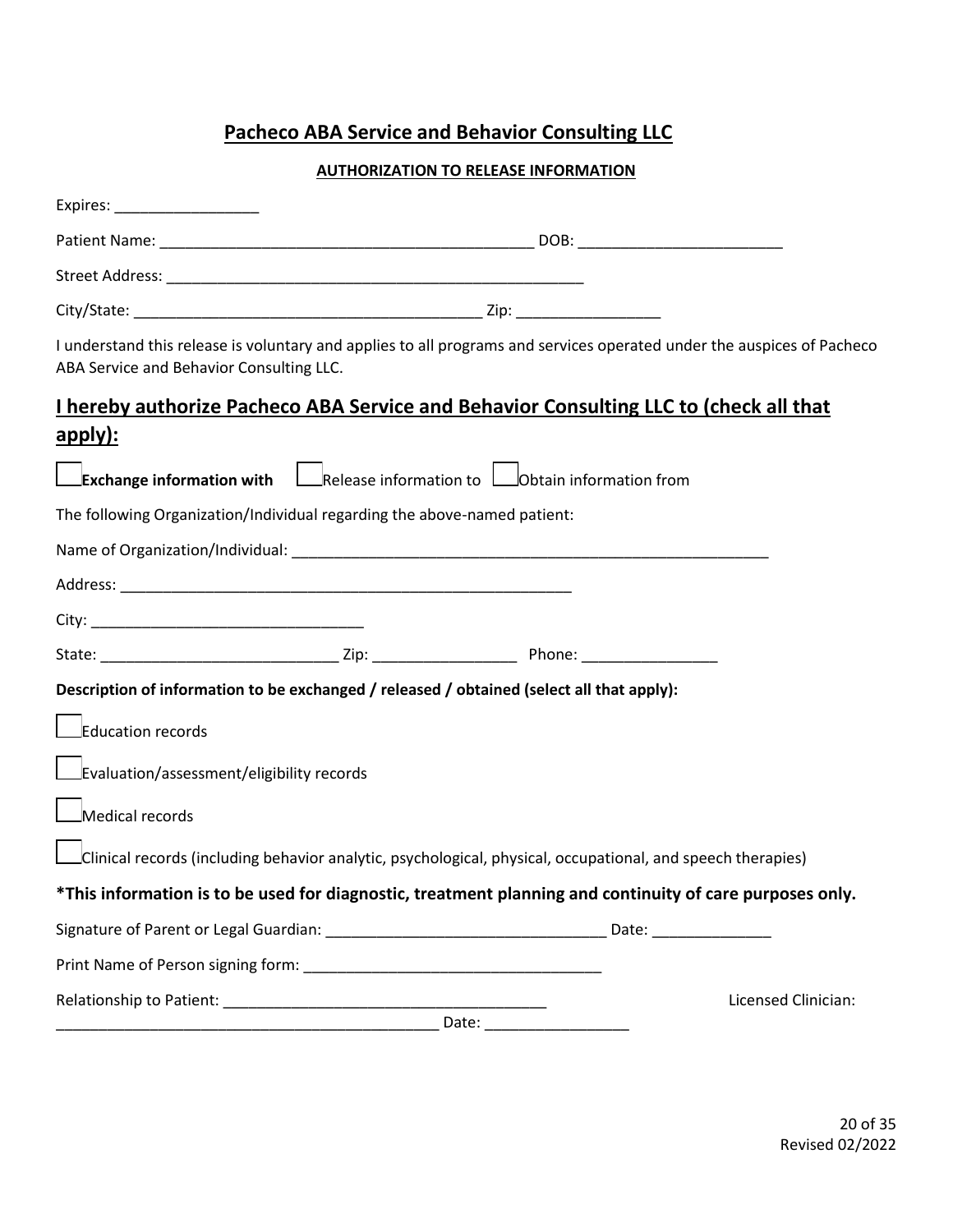## Pacheco ABA Service and Behavior Consulting LLC

**AUTHORIZATION TO RELEASE INFORMATION**

Expires: _________________

Patient Name: ____________________________________________ DOB: ________________________

Street Address: __________________________________________________

City/State: _________________________________________ Zip: _________________

I understand this release is voluntary and applies to all programs and services operated under the auspices of Pacheco ABA Service and Behavior Consulting LLC.

## I hereby authorize Pacheco ABA Service and Behavior Consulting LLC to (check all that apply):

☐ **Exchange information with** ☐ Release information to ☐ Obtain information from

The following Organization/Individual regarding the above-named patient:

Name of Organization/Individual: __________________________________________________________

Address: ______________________________________________________

City: ________________________________

State: ___________________________ Zip: _________________ Phone: ________________

**Description of information to be exchanged / released / obtained (select all that apply):**

☐ Education records

☐ Evaluation/assessment/eligibility records

☐ Medical records

☐ Clinical records (including behavior analytic, psychological, physical, occupational, and speech therapies)

**\*This information is to be used for diagnostic, treatment planning and continuity of care purposes only.**

Signature of Parent or Legal Guardian: _________________________________ Date: ______________

Print Name of Person signing form: ___________________________________

Relationship to Patient: ______________________________________

Licensed Clinician: ______________________________________________ Date: _________________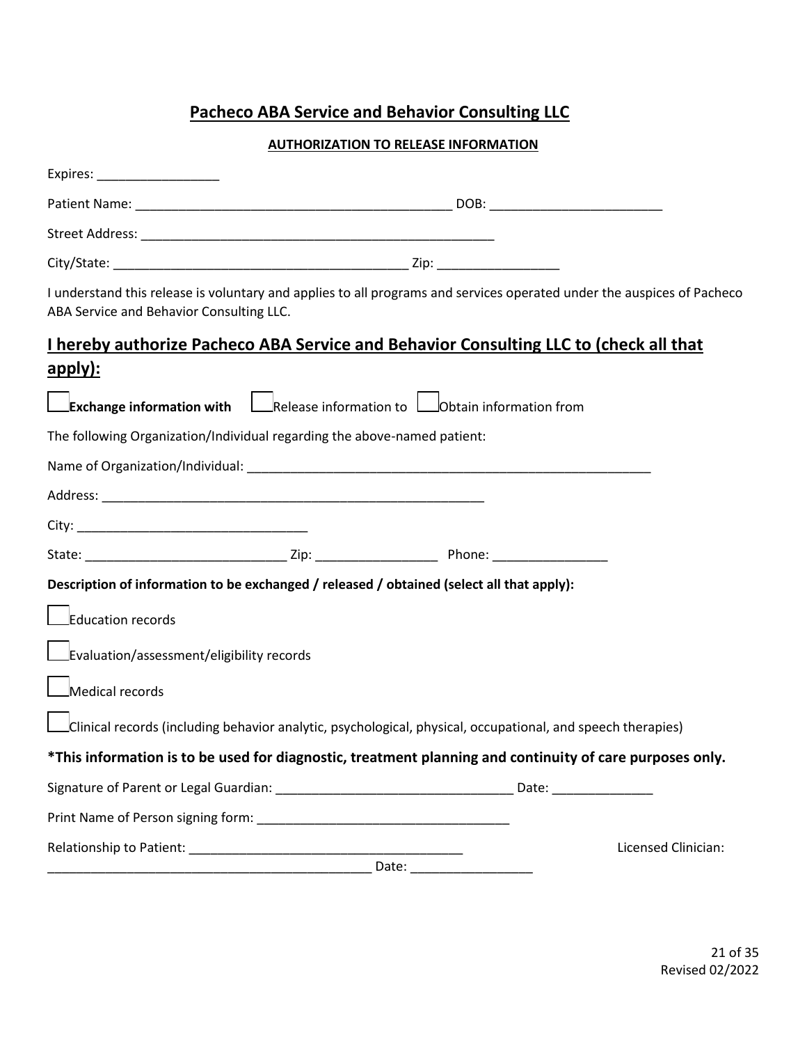## Pacheco ABA Service and Behavior Consulting LLC

**AUTHORIZATION TO RELEASE INFORMATION**

Expires: _________________

Patient Name: ____________________________________________ DOB: ________________________

Street Address: __________________________________________________

City/State: _________________________________________ Zip: _________________

I understand this release is voluntary and applies to all programs and services operated under the auspices of Pacheco ABA Service and Behavior Consulting LLC.

## I hereby authorize Pacheco ABA Service and Behavior Consulting LLC to (check all that apply):

☐ **Exchange information with** ☐ Release information to ☐ Obtain information from

The following Organization/Individual regarding the above-named patient:

Name of Organization/Individual: __________________________________________________________

Address: ______________________________________________________

City: ________________________________

State: ___________________________ Zip: _________________ Phone: ________________

**Description of information to be exchanged / released / obtained (select all that apply):**

☐ Education records

☐ Evaluation/assessment/eligibility records

☐ Medical records

☐ Clinical records (including behavior analytic, psychological, physical, occupational, and speech therapies)

**\*This information is to be used for diagnostic, treatment planning and continuity of care purposes only.**

Signature of Parent or Legal Guardian: _________________________________ Date: ______________

Print Name of Person signing form: ___________________________________

Relationship to Patient: ______________________________________ Licensed Clinician: ______________________________________________ Date: _________________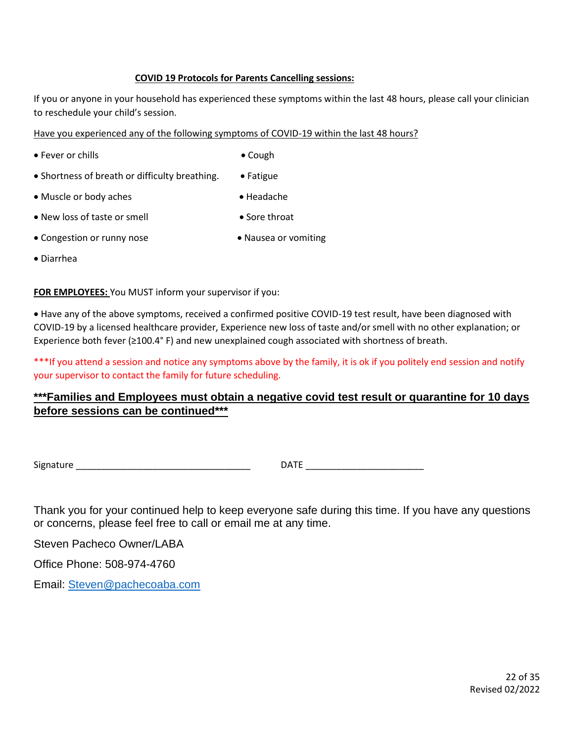## COVID 19 Protocols for Parents Cancelling sessions:

If you or anyone in your household has experienced these symptoms within the last 48 hours, please call your clinician to reschedule your child's session.

Have you experienced any of the following symptoms of COVID-19 within the last 48 hours?

- Fever or chills
- Cough
- Shortness of breath or difficulty breathing.
- Fatigue
- Muscle or body aches
- Headache
- New loss of taste or smell
- Sore throat
- Congestion or runny nose
- Nausea or vomiting
- Diarrhea

**FOR EMPLOYEES:** You MUST inform your supervisor if you:

- Have any of the above symptoms, received a confirmed positive COVID-19 test result, have been diagnosed with COVID-19 by a licensed healthcare provider, Experience new loss of taste and/or smell with no other explanation; or Experience both fever (≥100.4° F) and new unexplained cough associated with shortness of breath.

***If you attend a session and notice any symptoms above by the family, it is ok if you politely end session and notify your supervisor to contact the family for future scheduling.

**\*\*\*Families and Employees must obtain a negative covid test result or quarantine for 10 days before sessions can be continued\*\*\***

Signature ________________________________ DATE ______________________

Thank you for your continued help to keep everyone safe during this time. If you have any questions or concerns, please feel free to call or email me at any time.

Steven Pacheco Owner/LABA

Office Phone: 508-974-4760

Email: Steven@pachecoaba.com

Revised 02/2022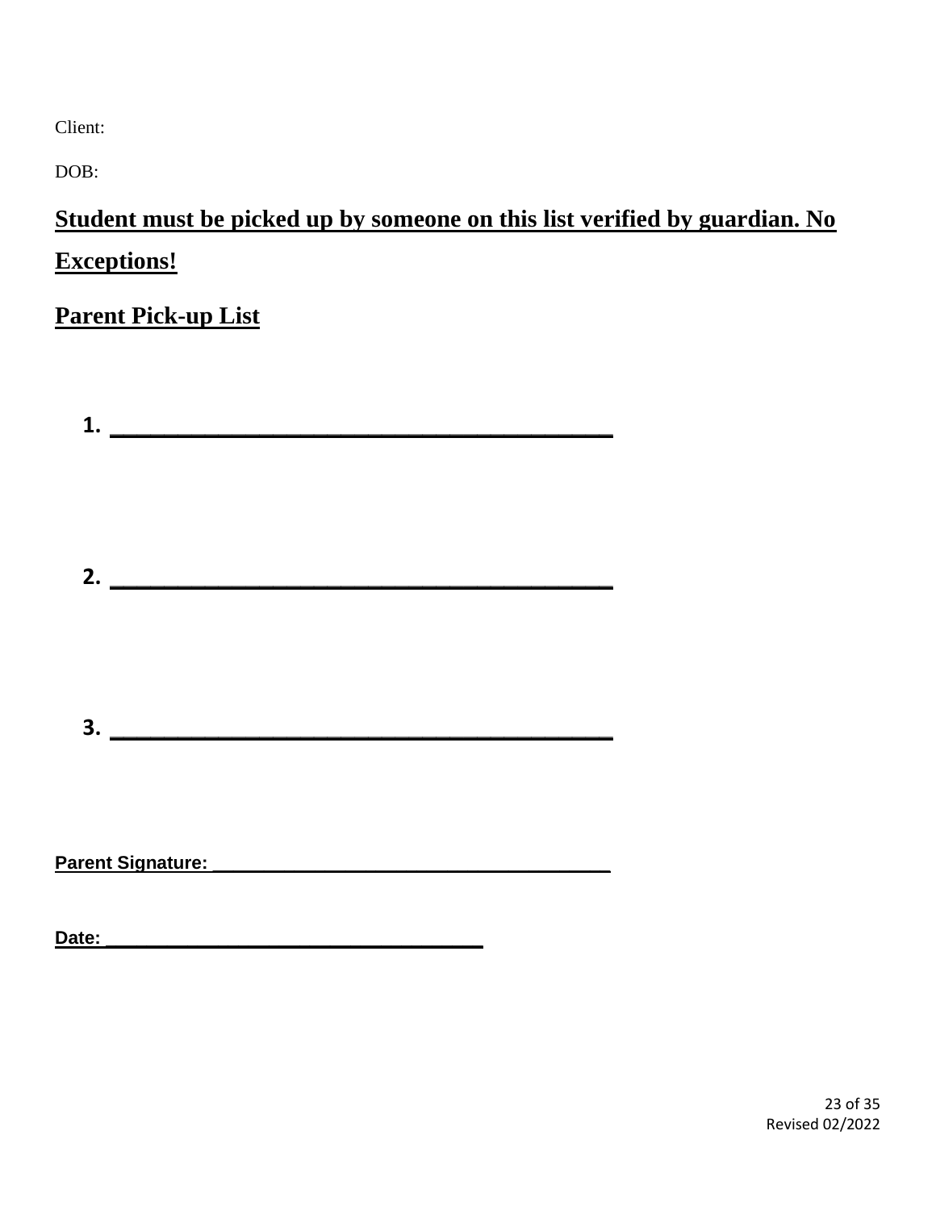Client:

DOB:

**Student must be picked up by someone on this list verified by guardian. No Exceptions!**

**Parent Pick-up List**

1. ___________________________________________

2. ___________________________________________

3. ___________________________________________

**Parent Signature:** ______________________________________

**Date:** ___________________________________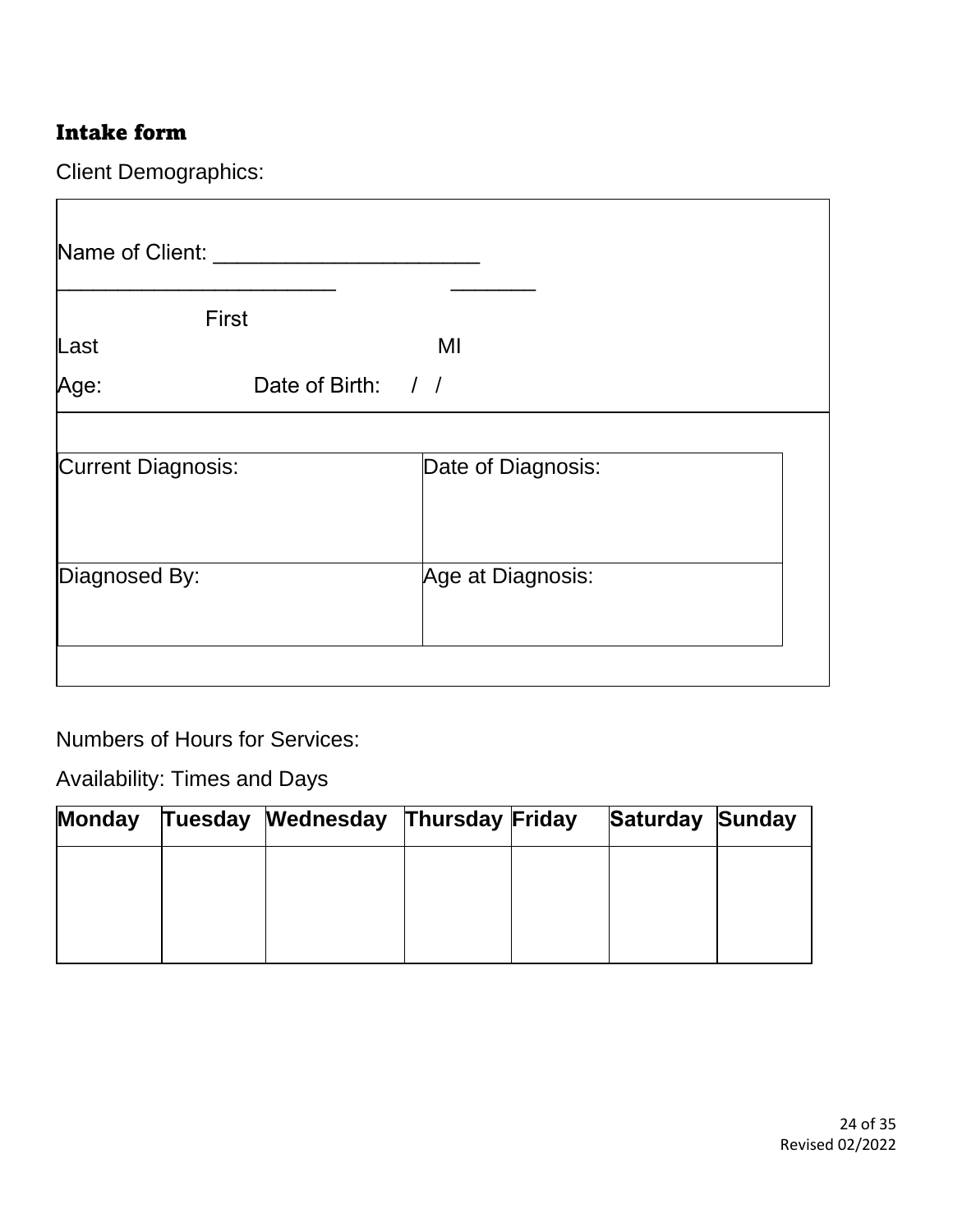# Intake form

Client Demographics:

Name of Client: ______________________

________________________ _______

First

Last MI

Age: Date of Birth: / /

| Current Diagnosis: | Date of Diagnosis: |
|---|---|
| Diagnosed By: | Age at Diagnosis: |

Numbers of Hours for Services:

Availability: Times and Days

| Monday | Tuesday | Wednesday | Thursday | Friday | Saturday | Sunday |
|---|---|---|---|---|---|---|
| | | | | | | |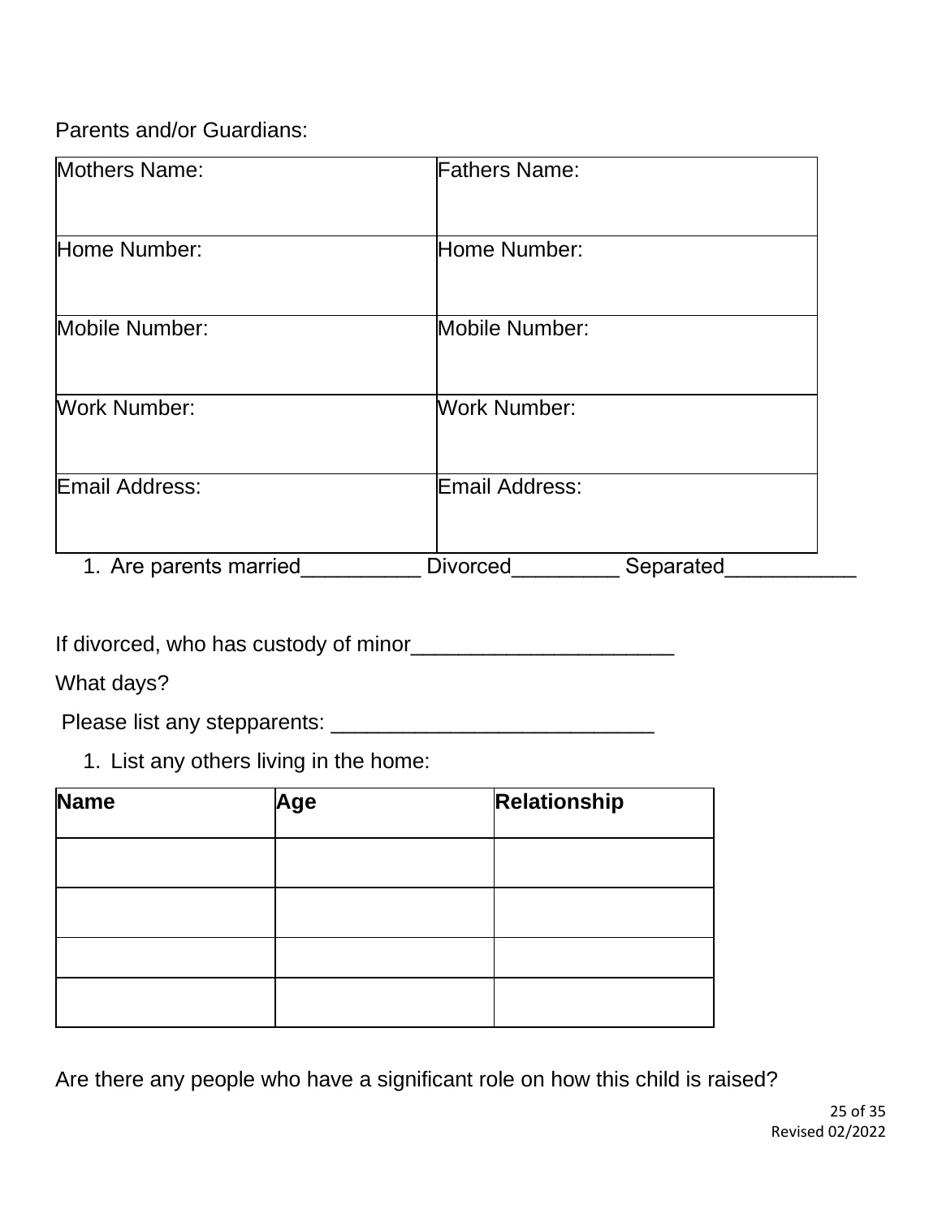Parents and/or Guardians:

| Mothers Name: | Fathers Name: |
|---|---|
| Home Number: | Home Number: |
| Mobile Number: | Mobile Number: |
| Work Number: | Work Number: |
| Email Address: | Email Address: |

1. Are parents married__________ Divorced_________ Separated___________

If divorced, who has custody of minor______________________

What days?

Please list any stepparents: ___________________________

1. List any others living in the home:

| **Name** | **Age** | **Relationship** |
|---|---|---|
| | | |
| | | |
| | | |
| | | |

Are there any people who have a significant role on how this child is raised?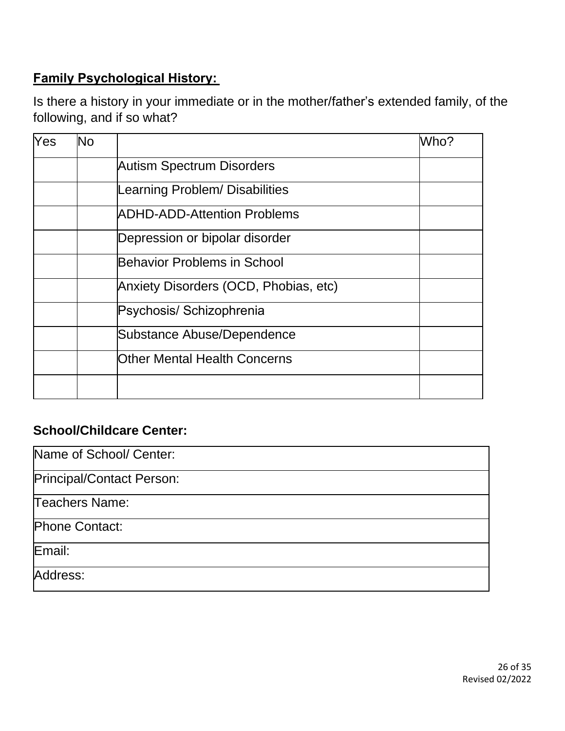## Family Psychological History:

Is there a history in your immediate or in the mother/father's extended family, of the following, and if so what?

| Yes | No | | Who? |
|---|---|---|---|
| | | Autism Spectrum Disorders | |
| | | Learning Problem/ Disabilities | |
| | | ADHD-ADD-Attention Problems | |
| | | Depression or bipolar disorder | |
| | | Behavior Problems in School | |
| | | Anxiety Disorders (OCD, Phobias, etc) | |
| | | Psychosis/ Schizophrenia | |
| | | Substance Abuse/Dependence | |
| | | Other Mental Health Concerns | |
| | | | |

## School/Childcare Center:

| Name of School/ Center: |
|---|
| Principal/Contact Person: |
| Teachers Name: |
| Phone Contact: |
| Email: |
| Address: |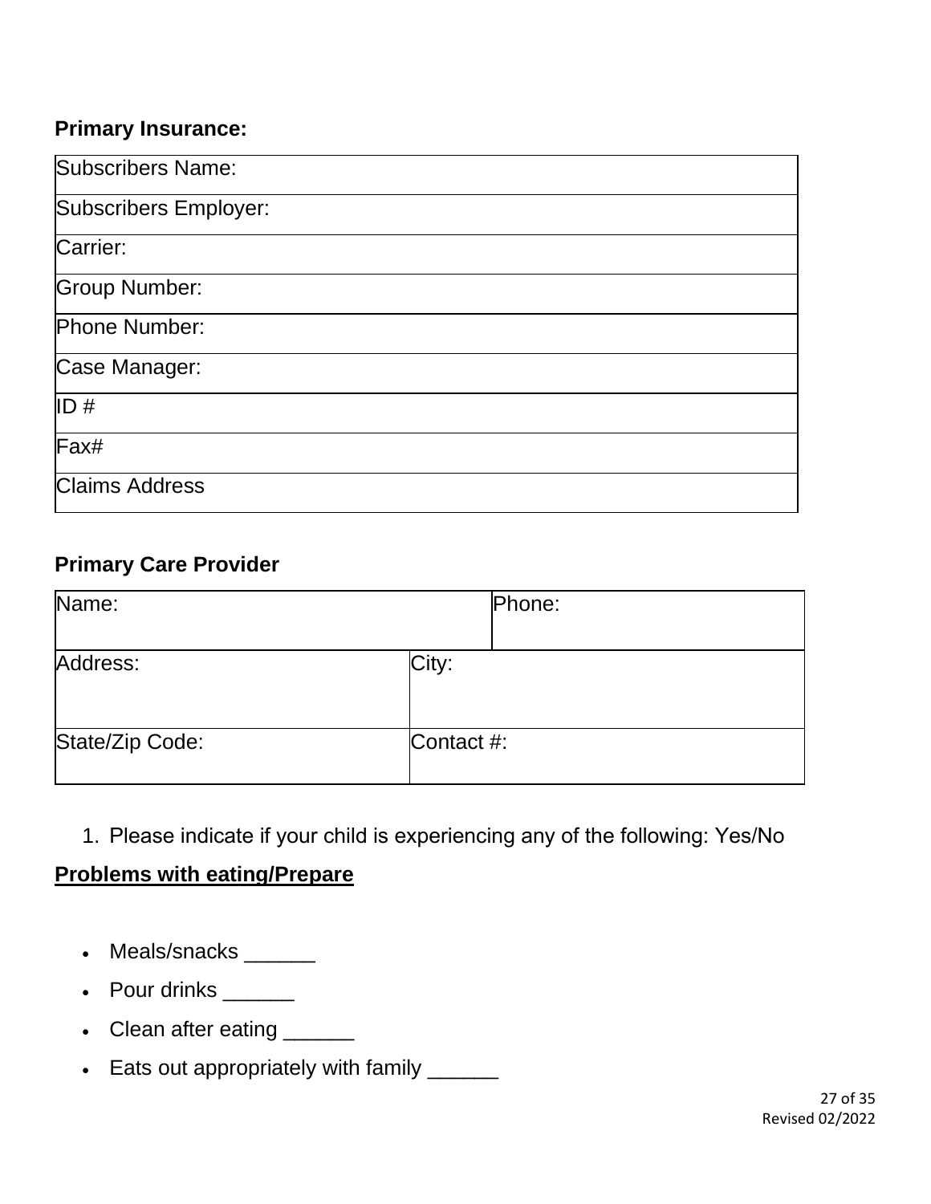**Primary Insurance:**

| Subscribers Name: |
|---|
| Subscribers Employer: |
| Carrier: |
| Group Number: |
| Phone Number: |
| Case Manager: |
| ID # |
| Fax# |
| Claims Address |

**Primary Care Provider**

| Name: | | Phone: |
|---|---|---|
| Address: | City: | |
| State/Zip Code: | Contact #: | |

1. Please indicate if your child is experiencing any of the following: Yes/No

**Problems with eating/Prepare**

- Meals/snacks ______
- Pour drinks ______
- Clean after eating ______
- Eats out appropriately with family ______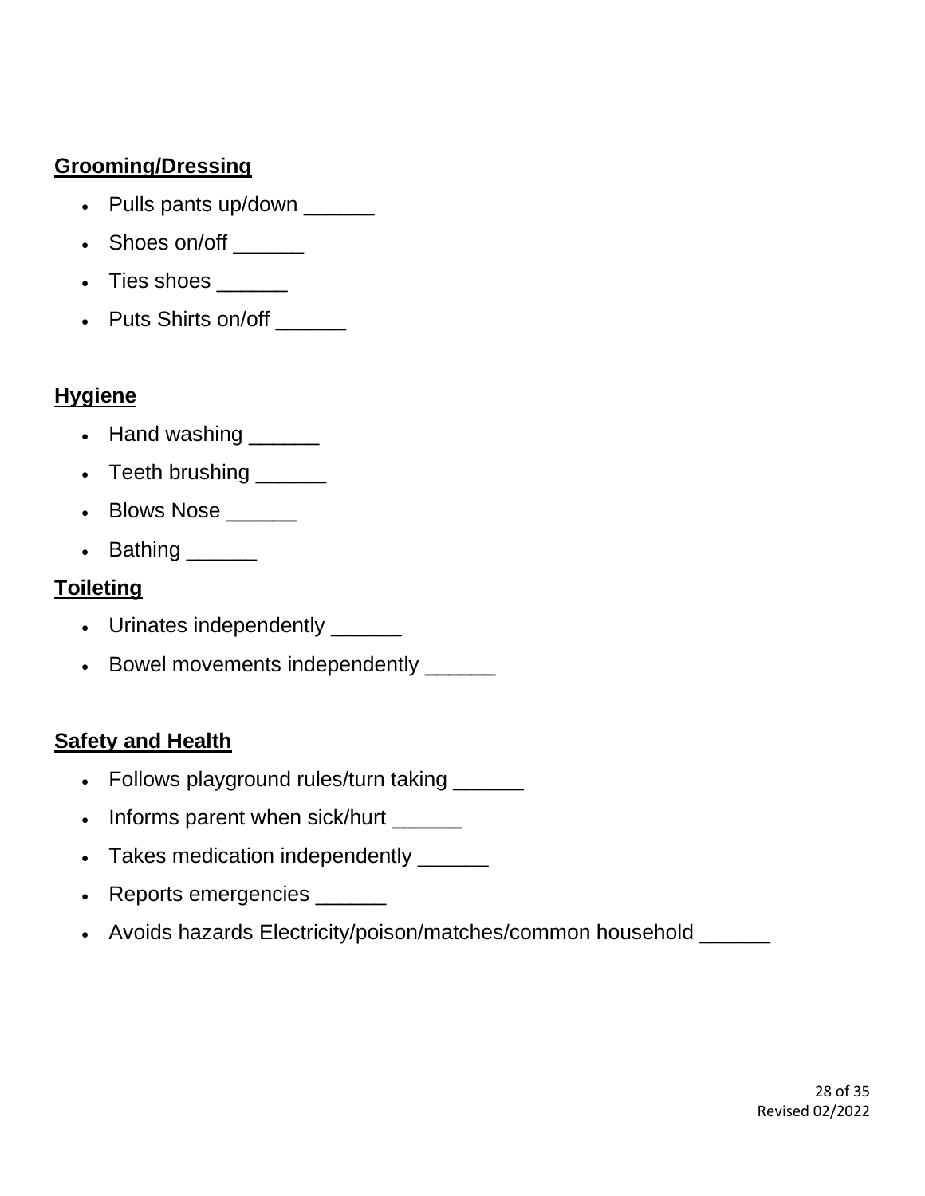**Grooming/Dressing**

- Pulls pants up/down ______
- Shoes on/off ______
- Ties shoes ______
- Puts Shirts on/off ______

**Hygiene**

- Hand washing ______
- Teeth brushing ______
- Blows Nose ______
- Bathing ______

**Toileting**

- Urinates independently ______
- Bowel movements independently ______

**Safety and Health**

- Follows playground rules/turn taking ______
- Informs parent when sick/hurt ______
- Takes medication independently ______
- Reports emergencies ______
- Avoids hazards Electricity/poison/matches/common household ______

Revised 02/2022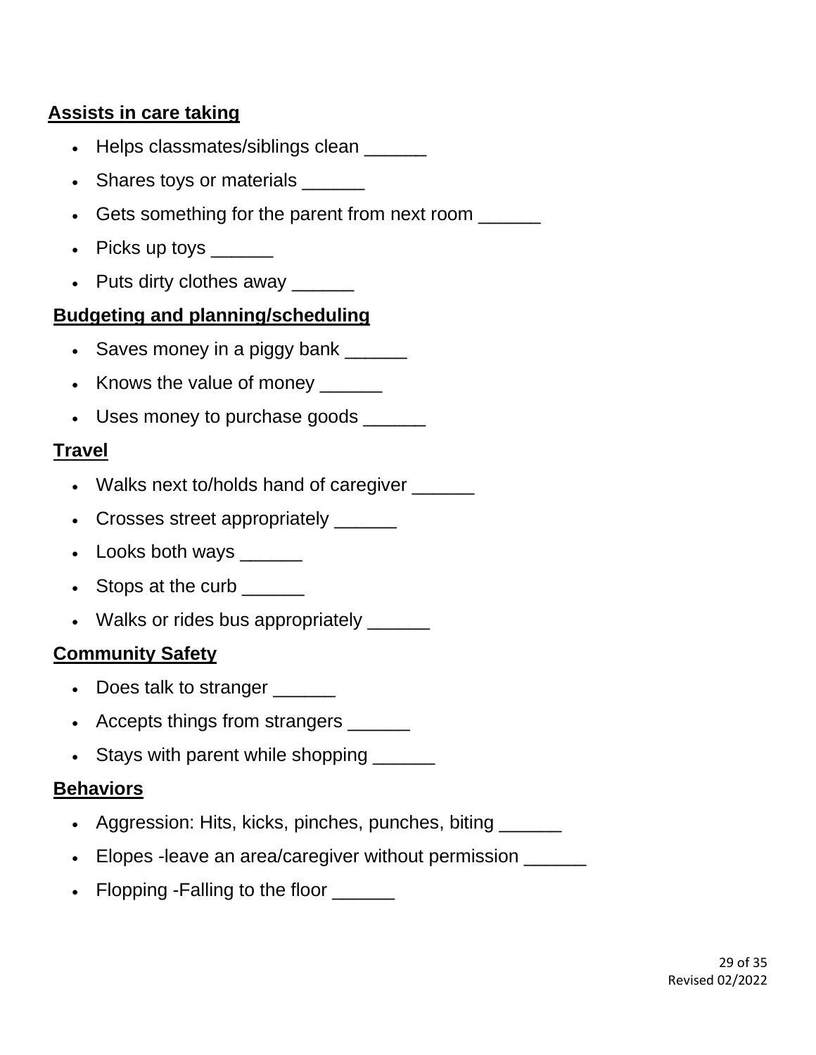**Assists in care taking**

- Helps classmates/siblings clean ______
- Shares toys or materials ______
- Gets something for the parent from next room ______
- Picks up toys ______
- Puts dirty clothes away ______

**Budgeting and planning/scheduling**

- Saves money in a piggy bank ______
- Knows the value of money ______
- Uses money to purchase goods ______

**Travel**

- Walks next to/holds hand of caregiver ______
- Crosses street appropriately ______
- Looks both ways ______
- Stops at the curb ______
- Walks or rides bus appropriately ______

**Community Safety**

- Does talk to stranger ______
- Accepts things from strangers ______
- Stays with parent while shopping ______

**Behaviors**

- Aggression: Hits, kicks, pinches, punches, biting ______
- Elopes -leave an area/caregiver without permission ______
- Flopping -Falling to the floor ______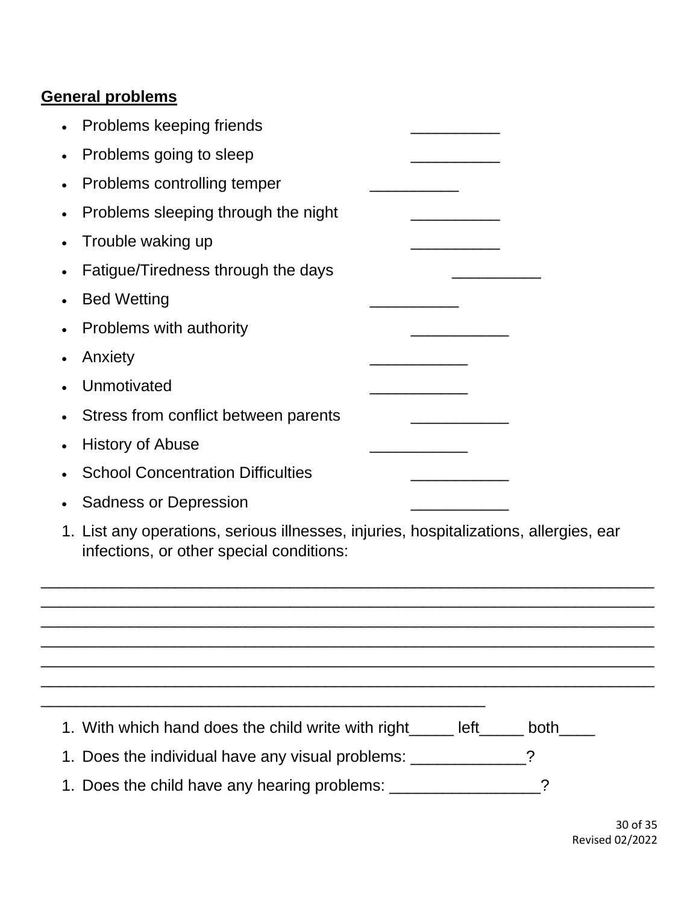**General problems**

- Problems keeping friends __________
- Problems going to sleep __________
- Problems controlling temper __________
- Problems sleeping through the night __________
- Trouble waking up __________
- Fatigue/Tiredness through the days __________
- Bed Wetting __________
- Problems with authority ___________
- Anxiety ___________
- Unmotivated ___________
- Stress from conflict between parents ___________
- History of Abuse ___________
- School Concentration Difficulties ___________
- Sadness or Depression ___________

1. List any operations, serious illnesses, injuries, hospitalizations, allergies, ear infections, or other special conditions:

_________________________________________________________________
_________________________________________________________________
_________________________________________________________________
_________________________________________________________________
_________________________________________________________________
_________________________________________________________________
_______________________________________________

1. With which hand does the child write with right_____ left_____ both____
1. Does the individual have any visual problems: _____________?
1. Does the child have any hearing problems: _________________?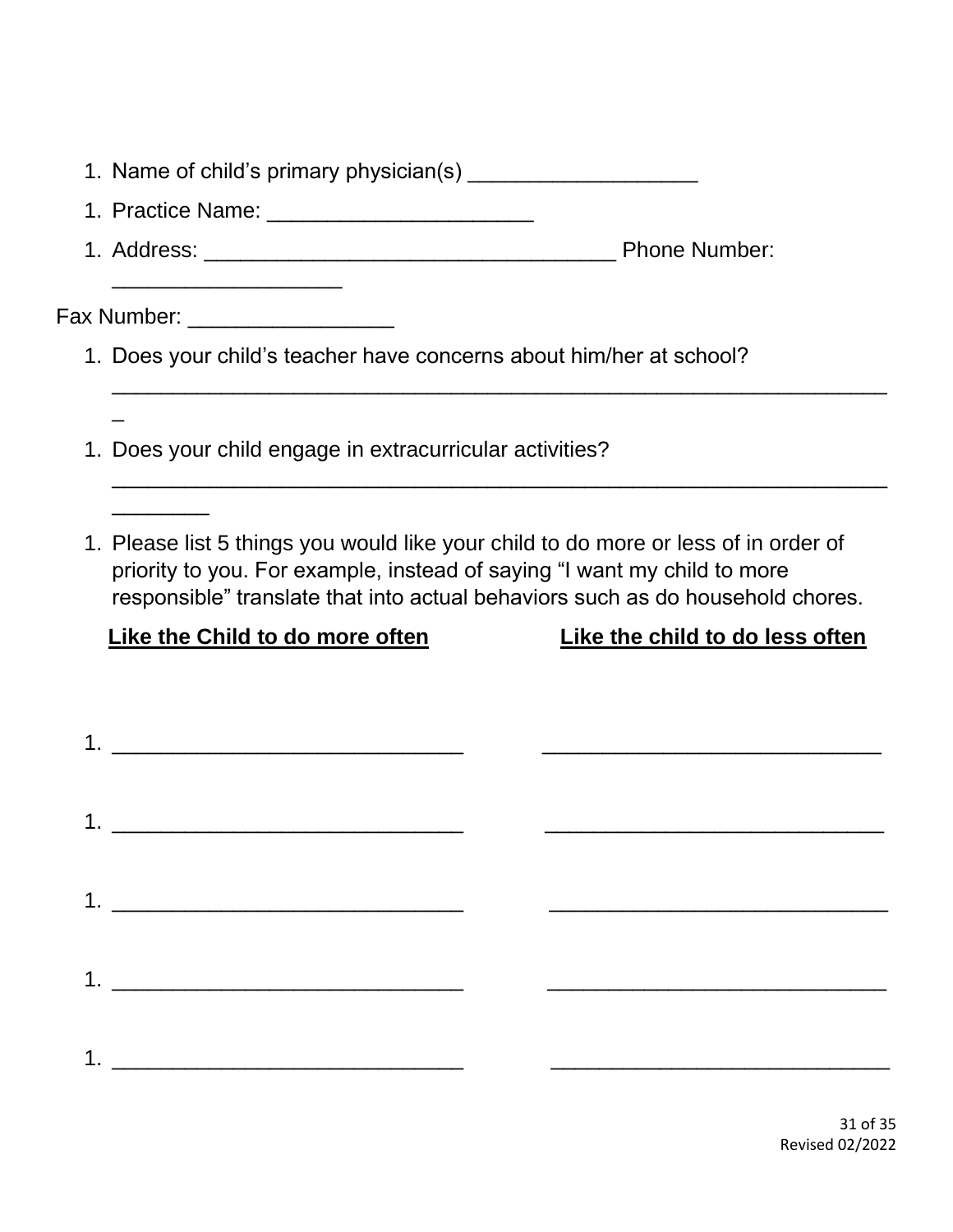1. Name of child's primary physician(s) ___________________
1. Practice Name: ______________________
1. Address: ___________________________________ Phone Number: ___________________

Fax Number: _________________

1. Does your child's teacher have concerns about him/her at school? __________________________________________________________________
1. Does your child engage in extracurricular activities? __________________________________________________________________________
1. Please list 5 things you would like your child to do more or less of in order of priority to you. For example, instead of saying "I want my child to more responsible" translate that into actual behaviors such as do household chores.

| **Like the Child to do more often** | **Like the child to do less often** |
|---|---|
| 1. ______________________________ | ____________________________ |
| 1. ______________________________ | ____________________________ |
| 1. ______________________________ | ____________________________ |
| 1. ______________________________ | ____________________________ |
| 1. ______________________________ | ____________________________ |

Revised 02/2022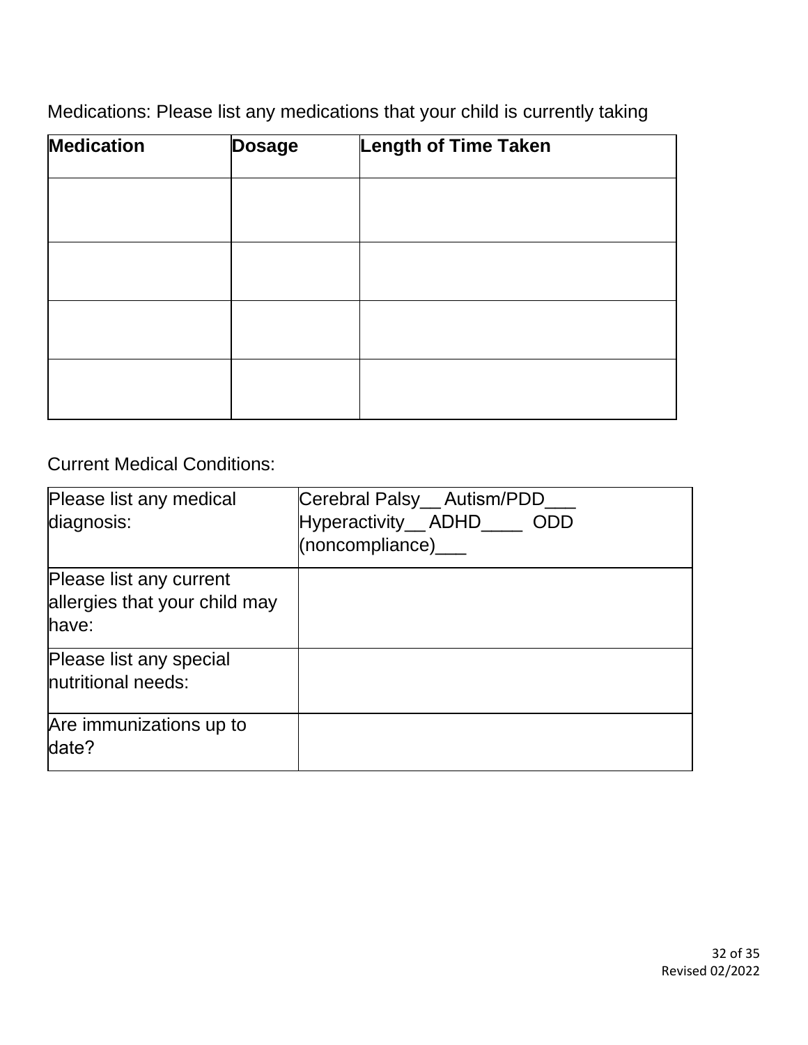Medications: Please list any medications that your child is currently taking

| **Medication** | **Dosage** | **Length of Time Taken** |
|---|---|---|
| | | |
| | | |
| | | |
| | | |

Current Medical Conditions:

| | |
|---|---|
| Please list any medical diagnosis: | Cerebral Palsy__ Autism/PDD___ Hyperactivity__ ADHD____ ODD (noncompliance)___ |
| Please list any current allergies that your child may have: | |
| Please list any special nutritional needs: | |
| Are immunizations up to date? | |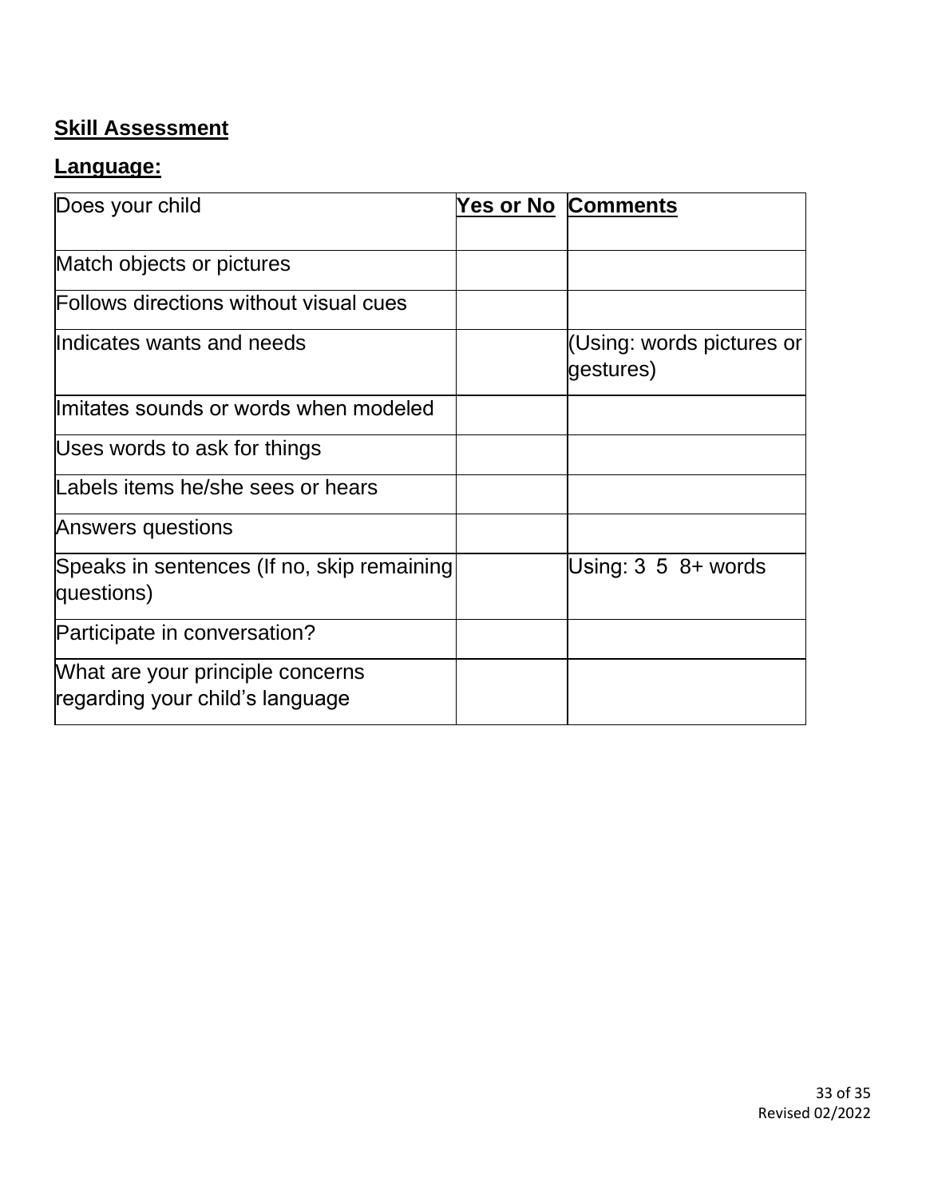**Skill Assessment**

**Language:**

| Does your child | **Yes or No** | **Comments** |
|---|---|---|
| Match objects or pictures | | |
| Follows directions without visual cues | | |
| Indicates wants and needs | | (Using: words pictures or gestures) |
| Imitates sounds or words when modeled | | |
| Uses words to ask for things | | |
| Labels items he/she sees or hears | | |
| Answers questions | | |
| Speaks in sentences (If no, skip remaining questions) | | Using: 3 5 8+ words |
| Participate in conversation? | | |
| What are your principle concerns regarding your child's language | | |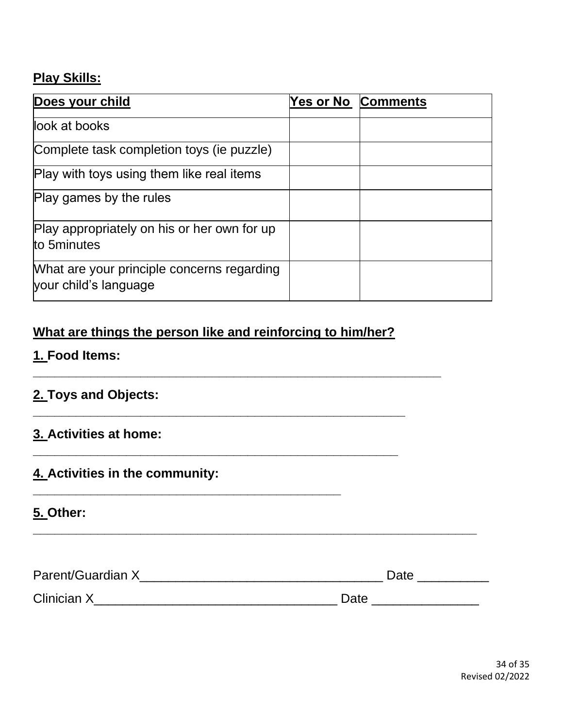**Play Skills:**

| Does your child | Yes or No | Comments |
|---|---|---|
| look at books | | |
| Complete task completion toys (ie puzzle) | | |
| Play with toys using them like real items | | |
| Play games by the rules | | |
| Play appropriately on his or her own for up to 5minutes | | |
| What are your principle concerns regarding your child's language | | |

**What are things the person like and reinforcing to him/her?**

**1. Food Items:**

_______________________________________________________

**2. Toys and Objects:**

_______________________________________________________

**3. Activities at home:**

_______________________________________________________

**4. Activities in the community:**

_______________________________________________

**5. Other:**

_______________________________________________________

Parent/Guardian X_________________________________ Date __________

Clinician X_________________________________ Date _______________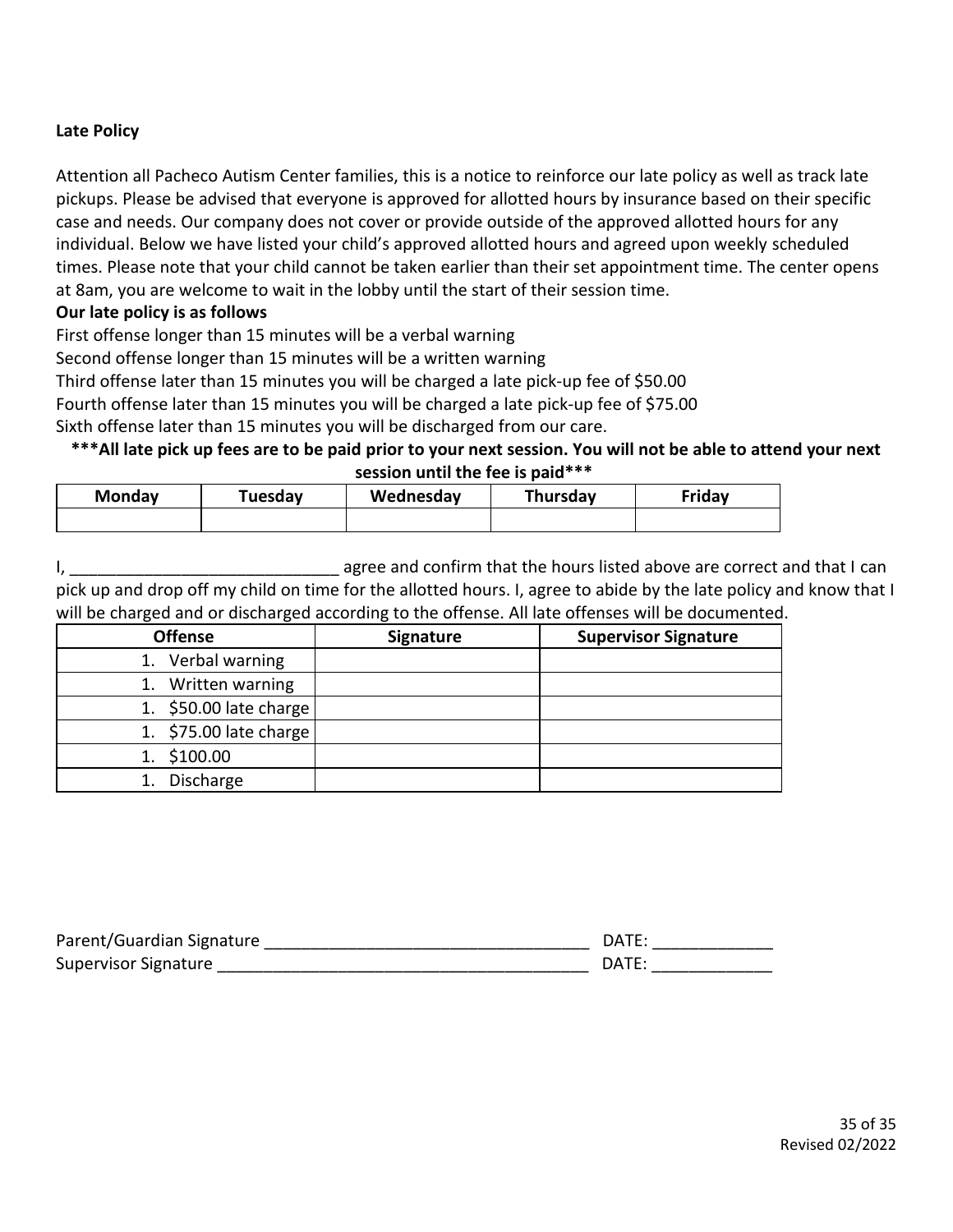**Late Policy**

Attention all Pacheco Autism Center families, this is a notice to reinforce our late policy as well as track late pickups. Please be advised that everyone is approved for allotted hours by insurance based on their specific case and needs. Our company does not cover or provide outside of the approved allotted hours for any individual. Below we have listed your child's approved allotted hours and agreed upon weekly scheduled times. Please note that your child cannot be taken earlier than their set appointment time. The center opens at 8am, you are welcome to wait in the lobby until the start of their session time.

**Our late policy is as follows**

First offense longer than 15 minutes will be a verbal warning
Second offense longer than 15 minutes will be a written warning
Third offense later than 15 minutes you will be charged a late pick-up fee of $50.00
Fourth offense later than 15 minutes you will be charged a late pick-up fee of $75.00
Sixth offense later than 15 minutes you will be discharged from our care.

**\*\*\*All late pick up fees are to be paid prior to your next session. You will not be able to attend your next session until the fee is paid\*\*\***

| Monday | Tuesday | Wednesday | Thursday | Friday |
|---|---|---|---|---|
| | | | | |

I, _____________________________ agree and confirm that the hours listed above are correct and that I can pick up and drop off my child on time for the allotted hours. I, agree to abide by the late policy and know that I will be charged and or discharged according to the offense. All late offenses will be documented.

| Offense | Signature | Supervisor Signature |
|---|---|---|
| 1. Verbal warning | | |
| 1. Written warning | | |
| 1. $50.00 late charge | | |
| 1. $75.00 late charge | | |
| 1. $100.00 | | |
| 1. Discharge | | |

Parent/Guardian Signature ___________________________________ DATE: _____________
Supervisor Signature ________________________________________ DATE: _____________

Revised 02/2022